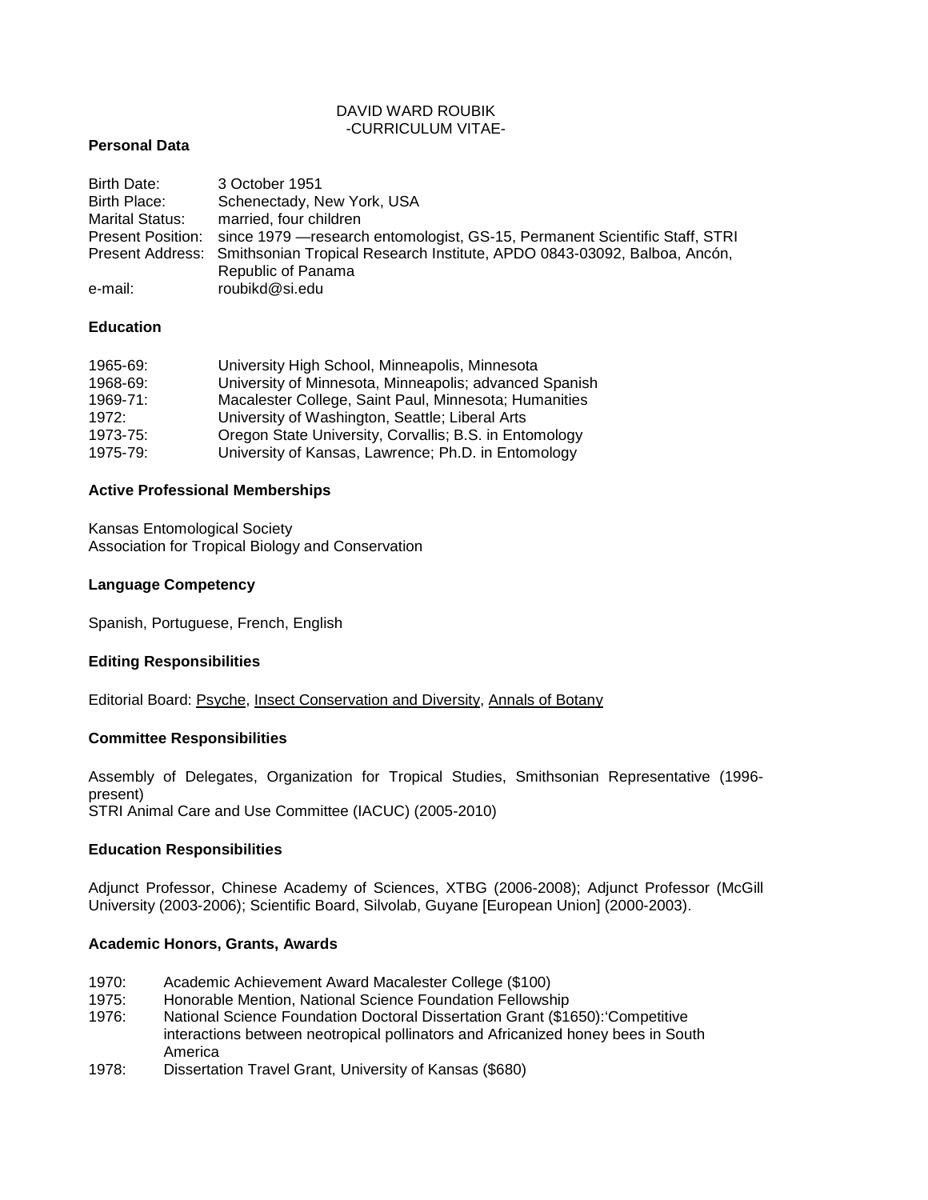# DAVID WARD ROUBIK
## -CURRICULUM VITAE-

### Personal Data

| | |
|---|---|
| Birth Date: | 3 October 1951 |
| Birth Place: | Schenectady, New York, USA |
| Marital Status: | married, four children |
| Present Position: | since 1979 —research entomologist, GS-15, Permanent Scientific Staff, STRI |
| Present Address: | Smithsonian Tropical Research Institute, APDO 0843-03092, Balboa, Ancón, Republic of Panama |
| e-mail: | roubikd@si.edu |

### Education

| | |
|---|---|
| 1965-69: | University High School, Minneapolis, Minnesota |
| 1968-69: | University of Minnesota, Minneapolis; advanced Spanish |
| 1969-71: | Macalester College, Saint Paul, Minnesota; Humanities |
| 1972: | University of Washington, Seattle; Liberal Arts |
| 1973-75: | Oregon State University, Corvallis; B.S. in Entomology |
| 1975-79: | University of Kansas, Lawrence; Ph.D. in Entomology |

### Active Professional Memberships

Kansas Entomological Society
Association for Tropical Biology and Conservation

### Language Competency

Spanish, Portuguese, French, English

### Editing Responsibilities

Editorial Board: Psyche, Insect Conservation and Diversity, Annals of Botany

### Committee Responsibilities

Assembly of Delegates, Organization for Tropical Studies, Smithsonian Representative (1996-present)
STRI Animal Care and Use Committee (IACUC) (2005-2010)

### Education Responsibilities

Adjunct Professor, Chinese Academy of Sciences, XTBG (2006-2008); Adjunct Professor (McGill University (2003-2006); Scientific Board, Silvolab, Guyane [European Union] (2000-2003).

### Academic Honors, Grants, Awards

| | |
|---|---|
| 1970: | Academic Achievement Award Macalester College ($100) |
| 1975: | Honorable Mention, National Science Foundation Fellowship |
| 1976: | National Science Foundation Doctoral Dissertation Grant ($1650):'Competitive interactions between neotropical pollinators and Africanized honey bees in South America |
| 1978: | Dissertation Travel Grant, University of Kansas ($680) |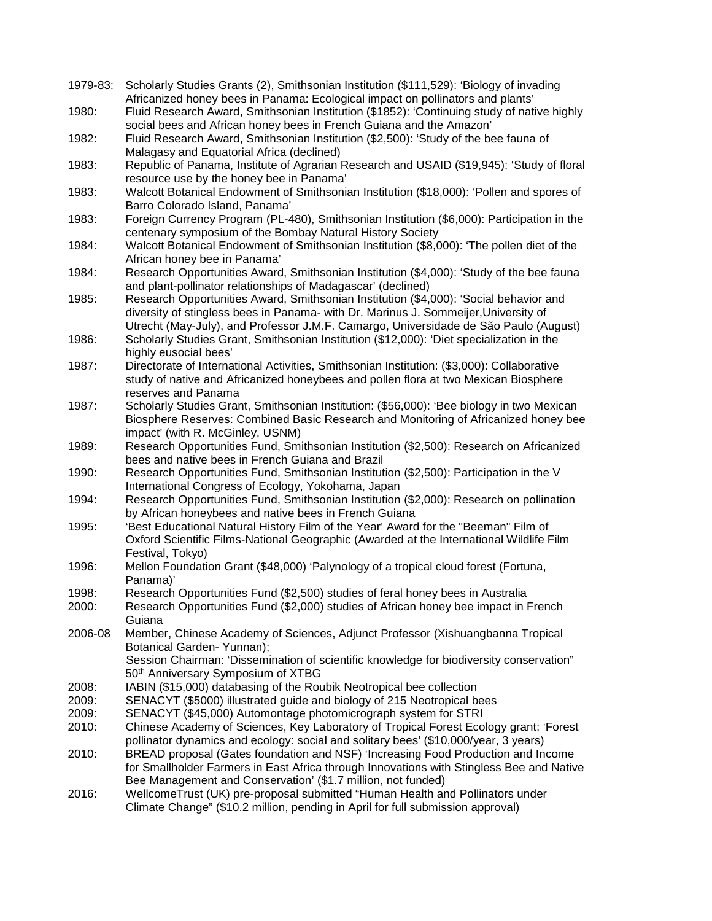1979-83: Scholarly Studies Grants (2), Smithsonian Institution ($111,529): 'Biology of invading Africanized honey bees in Panama: Ecological impact on pollinators and plants'

1980: Fluid Research Award, Smithsonian Institution ($1852): 'Continuing study of native highly social bees and African honey bees in French Guiana and the Amazon'

1982: Fluid Research Award, Smithsonian Institution ($2,500): 'Study of the bee fauna of Malagasy and Equatorial Africa (declined)

1983: Republic of Panama, Institute of Agrarian Research and USAID ($19,945): 'Study of floral resource use by the honey bee in Panama'

1983: Walcott Botanical Endowment of Smithsonian Institution ($18,000): 'Pollen and spores of Barro Colorado Island, Panama'

1983: Foreign Currency Program (PL-480), Smithsonian Institution ($6,000): Participation in the centenary symposium of the Bombay Natural History Society

1984: Walcott Botanical Endowment of Smithsonian Institution ($8,000): 'The pollen diet of the African honey bee in Panama'

1984: Research Opportunities Award, Smithsonian Institution ($4,000): 'Study of the bee fauna and plant-pollinator relationships of Madagascar' (declined)

1985: Research Opportunities Award, Smithsonian Institution ($4,000): 'Social behavior and diversity of stingless bees in Panama- with Dr. Marinus J. Sommeijer,University of Utrecht (May-July), and Professor J.M.F. Camargo, Universidade de São Paulo (August)

1986: Scholarly Studies Grant, Smithsonian Institution ($12,000): 'Diet specialization in the highly eusocial bees'

1987: Directorate of International Activities, Smithsonian Institution: ($3,000): Collaborative study of native and Africanized honeybees and pollen flora at two Mexican Biosphere reserves and Panama

1987: Scholarly Studies Grant, Smithsonian Institution: ($56,000): 'Bee biology in two Mexican Biosphere Reserves: Combined Basic Research and Monitoring of Africanized honey bee impact' (with R. McGinley, USNM)

1989: Research Opportunities Fund, Smithsonian Institution ($2,500): Research on Africanized bees and native bees in French Guiana and Brazil

1990: Research Opportunities Fund, Smithsonian Institution ($2,500): Participation in the V International Congress of Ecology, Yokohama, Japan

1994: Research Opportunities Fund, Smithsonian Institution ($2,000): Research on pollination by African honeybees and native bees in French Guiana

1995: 'Best Educational Natural History Film of the Year' Award for the "Beeman" Film of Oxford Scientific Films-National Geographic (Awarded at the International Wildlife Film Festival, Tokyo)

1996: Mellon Foundation Grant ($48,000) 'Palynology of a tropical cloud forest (Fortuna, Panama)'

1998: Research Opportunities Fund ($2,500) studies of feral honey bees in Australia

2000: Research Opportunities Fund ($2,000) studies of African honey bee impact in French Guiana

2006-08 Member, Chinese Academy of Sciences, Adjunct Professor (Xishuangbanna Tropical Botanical Garden- Yunnan);
Session Chairman: 'Dissemination of scientific knowledge for biodiversity conservation" 50th Anniversary Symposium of XTBG

2008: IABIN ($15,000) databasing of the Roubik Neotropical bee collection

2009: SENACYT ($5000) illustrated guide and biology of 215 Neotropical bees

2009: SENACYT ($45,000) Automontage photomicrograph system for STRI

2010: Chinese Academy of Sciences, Key Laboratory of Tropical Forest Ecology grant: 'Forest pollinator dynamics and ecology: social and solitary bees' ($10,000/year, 3 years)

2010: BREAD proposal (Gates foundation and NSF) 'Increasing Food Production and Income for Smallholder Farmers in East Africa through Innovations with Stingless Bee and Native Bee Management and Conservation' ($1.7 million, not funded)

2016: WellcomeTrust (UK) pre-proposal submitted "Human Health and Pollinators under Climate Change" ($10.2 million, pending in April for full submission approval)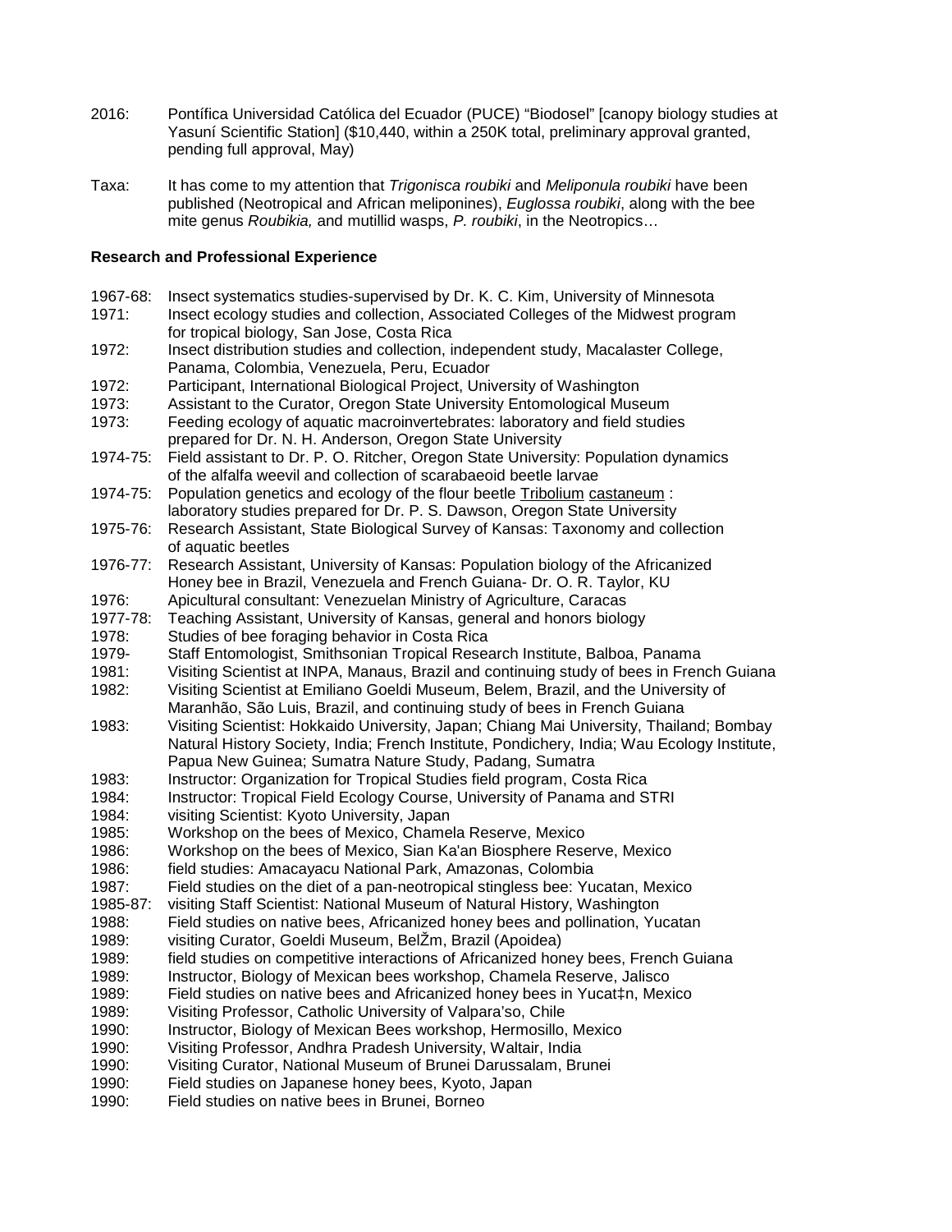2016: Pontífica Universidad Católica del Ecuador (PUCE) "Biodosel" [canopy biology studies at Yasuní Scientific Station] ($10,440, within a 250K total, preliminary approval granted, pending full approval, May)

Taxa: It has come to my attention that *Trigonisca roubiki* and *Meliponula roubiki* have been published (Neotropical and African meliponines), *Euglossa roubiki*, along with the bee mite genus *Roubikia,* and mutillid wasps, *P. roubiki*, in the Neotropics…

**Research and Professional Experience**

1967-68: Insect systematics studies-supervised by Dr. K. C. Kim, University of Minnesota
1971: Insect ecology studies and collection, Associated Colleges of the Midwest program for tropical biology, San Jose, Costa Rica
1972: Insect distribution studies and collection, independent study, Macalaster College, Panama, Colombia, Venezuela, Peru, Ecuador
1972: Participant, International Biological Project, University of Washington
1973: Assistant to the Curator, Oregon State University Entomological Museum
1973: Feeding ecology of aquatic macroinvertebrates: laboratory and field studies prepared for Dr. N. H. Anderson, Oregon State University
1974-75: Field assistant to Dr. P. O. Ritcher, Oregon State University: Population dynamics of the alfalfa weevil and collection of scarabaeoid beetle larvae
1974-75: Population genetics and ecology of the flour beetle Tribolium castaneum : laboratory studies prepared for Dr. P. S. Dawson, Oregon State University
1975-76: Research Assistant, State Biological Survey of Kansas: Taxonomy and collection of aquatic beetles
1976-77: Research Assistant, University of Kansas: Population biology of the Africanized Honey bee in Brazil, Venezuela and French Guiana- Dr. O. R. Taylor, KU
1976: Apicultural consultant: Venezuelan Ministry of Agriculture, Caracas
1977-78: Teaching Assistant, University of Kansas, general and honors biology
1978: Studies of bee foraging behavior in Costa Rica
1979- Staff Entomologist, Smithsonian Tropical Research Institute, Balboa, Panama
1981: Visiting Scientist at INPA, Manaus, Brazil and continuing study of bees in French Guiana
1982: Visiting Scientist at Emiliano Goeldi Museum, Belem, Brazil, and the University of Maranhão, São Luis, Brazil, and continuing study of bees in French Guiana
1983: Visiting Scientist: Hokkaido University, Japan; Chiang Mai University, Thailand; Bombay Natural History Society, India; French Institute, Pondichery, India; Wau Ecology Institute, Papua New Guinea; Sumatra Nature Study, Padang, Sumatra
1983: Instructor: Organization for Tropical Studies field program, Costa Rica
1984: Instructor: Tropical Field Ecology Course, University of Panama and STRI
1984: visiting Scientist: Kyoto University, Japan
1985: Workshop on the bees of Mexico, Chamela Reserve, Mexico
1986: Workshop on the bees of Mexico, Sian Ka'an Biosphere Reserve, Mexico
1986: field studies: Amacayacu National Park, Amazonas, Colombia
1987: Field studies on the diet of a pan-neotropical stingless bee: Yucatan, Mexico
1985-87: visiting Staff Scientist: National Museum of Natural History, Washington
1988: Field studies on native bees, Africanized honey bees and pollination, Yucatan
1989: visiting Curator, Goeldi Museum, BelŽm, Brazil (Apoidea)
1989: field studies on competitive interactions of Africanized honey bees, French Guiana
1989: Instructor, Biology of Mexican bees workshop, Chamela Reserve, Jalisco
1989: Field studies on native bees and Africanized honey bees in Yucat‡n, Mexico
1989: Visiting Professor, Catholic University of Valpara'so, Chile
1990: Instructor, Biology of Mexican Bees workshop, Hermosillo, Mexico
1990: Visiting Professor, Andhra Pradesh University, Waltair, India
1990: Visiting Curator, National Museum of Brunei Darussalam, Brunei
1990: Field studies on Japanese honey bees, Kyoto, Japan
1990: Field studies on native bees in Brunei, Borneo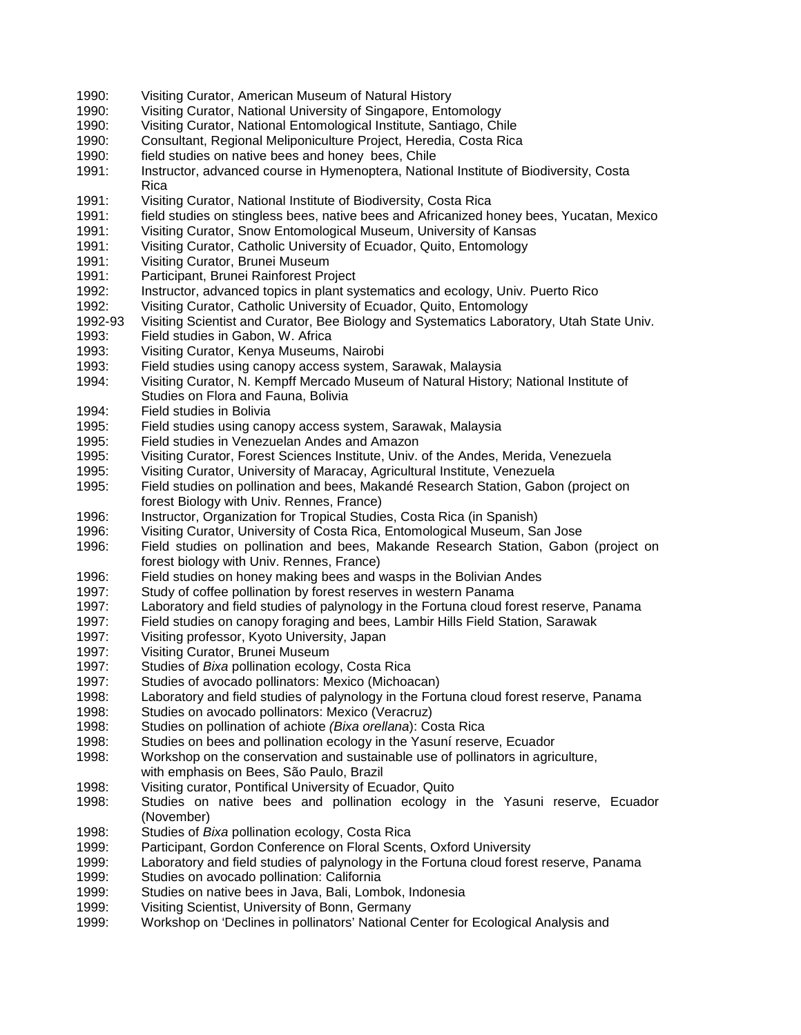1990: Visiting Curator, American Museum of Natural History
1990: Visiting Curator, National University of Singapore, Entomology
1990: Visiting Curator, National Entomological Institute, Santiago, Chile
1990: Consultant, Regional Meliponiculture Project, Heredia, Costa Rica
1990: field studies on native bees and honey bees, Chile
1991: Instructor, advanced course in Hymenoptera, National Institute of Biodiversity, Costa Rica
1991: Visiting Curator, National Institute of Biodiversity, Costa Rica
1991: field studies on stingless bees, native bees and Africanized honey bees, Yucatan, Mexico
1991: Visiting Curator, Snow Entomological Museum, University of Kansas
1991: Visiting Curator, Catholic University of Ecuador, Quito, Entomology
1991: Visiting Curator, Brunei Museum
1991: Participant, Brunei Rainforest Project
1992: Instructor, advanced topics in plant systematics and ecology, Univ. Puerto Rico
1992: Visiting Curator, Catholic University of Ecuador, Quito, Entomology
1992-93 Visiting Scientist and Curator, Bee Biology and Systematics Laboratory, Utah State Univ.
1993: Field studies in Gabon, W. Africa
1993: Visiting Curator, Kenya Museums, Nairobi
1993: Field studies using canopy access system, Sarawak, Malaysia
1994: Visiting Curator, N. Kempff Mercado Museum of Natural History; National Institute of Studies on Flora and Fauna, Bolivia
1994: Field studies in Bolivia
1995: Field studies using canopy access system, Sarawak, Malaysia
1995: Field studies in Venezuelan Andes and Amazon
1995: Visiting Curator, Forest Sciences Institute, Univ. of the Andes, Merida, Venezuela
1995: Visiting Curator, University of Maracay, Agricultural Institute, Venezuela
1995: Field studies on pollination and bees, Makandé Research Station, Gabon (project on forest Biology with Univ. Rennes, France)
1996: Instructor, Organization for Tropical Studies, Costa Rica (in Spanish)
1996: Visiting Curator, University of Costa Rica, Entomological Museum, San Jose
1996: Field studies on pollination and bees, Makande Research Station, Gabon (project on forest biology with Univ. Rennes, France)
1996: Field studies on honey making bees and wasps in the Bolivian Andes
1997: Study of coffee pollination by forest reserves in western Panama
1997: Laboratory and field studies of palynology in the Fortuna cloud forest reserve, Panama
1997: Field studies on canopy foraging and bees, Lambir Hills Field Station, Sarawak
1997: Visiting professor, Kyoto University, Japan
1997: Visiting Curator, Brunei Museum
1997: Studies of *Bixa* pollination ecology, Costa Rica
1997: Studies of avocado pollinators: Mexico (Michoacan)
1998: Laboratory and field studies of palynology in the Fortuna cloud forest reserve, Panama
1998: Studies on avocado pollinators: Mexico (Veracruz)
1998: Studies on pollination of achiote *(Bixa orellana*): Costa Rica
1998: Studies on bees and pollination ecology in the Yasuní reserve, Ecuador
1998: Workshop on the conservation and sustainable use of pollinators in agriculture, with emphasis on Bees, São Paulo, Brazil
1998: Visiting curator, Pontifical University of Ecuador, Quito
1998: Studies on native bees and pollination ecology in the Yasuni reserve, Ecuador (November)
1998: Studies of *Bixa* pollination ecology, Costa Rica
1999: Participant, Gordon Conference on Floral Scents, Oxford University
1999: Laboratory and field studies of palynology in the Fortuna cloud forest reserve, Panama
1999: Studies on avocado pollination: California
1999: Studies on native bees in Java, Bali, Lombok, Indonesia
1999: Visiting Scientist, University of Bonn, Germany
1999: Workshop on 'Declines in pollinators' National Center for Ecological Analysis and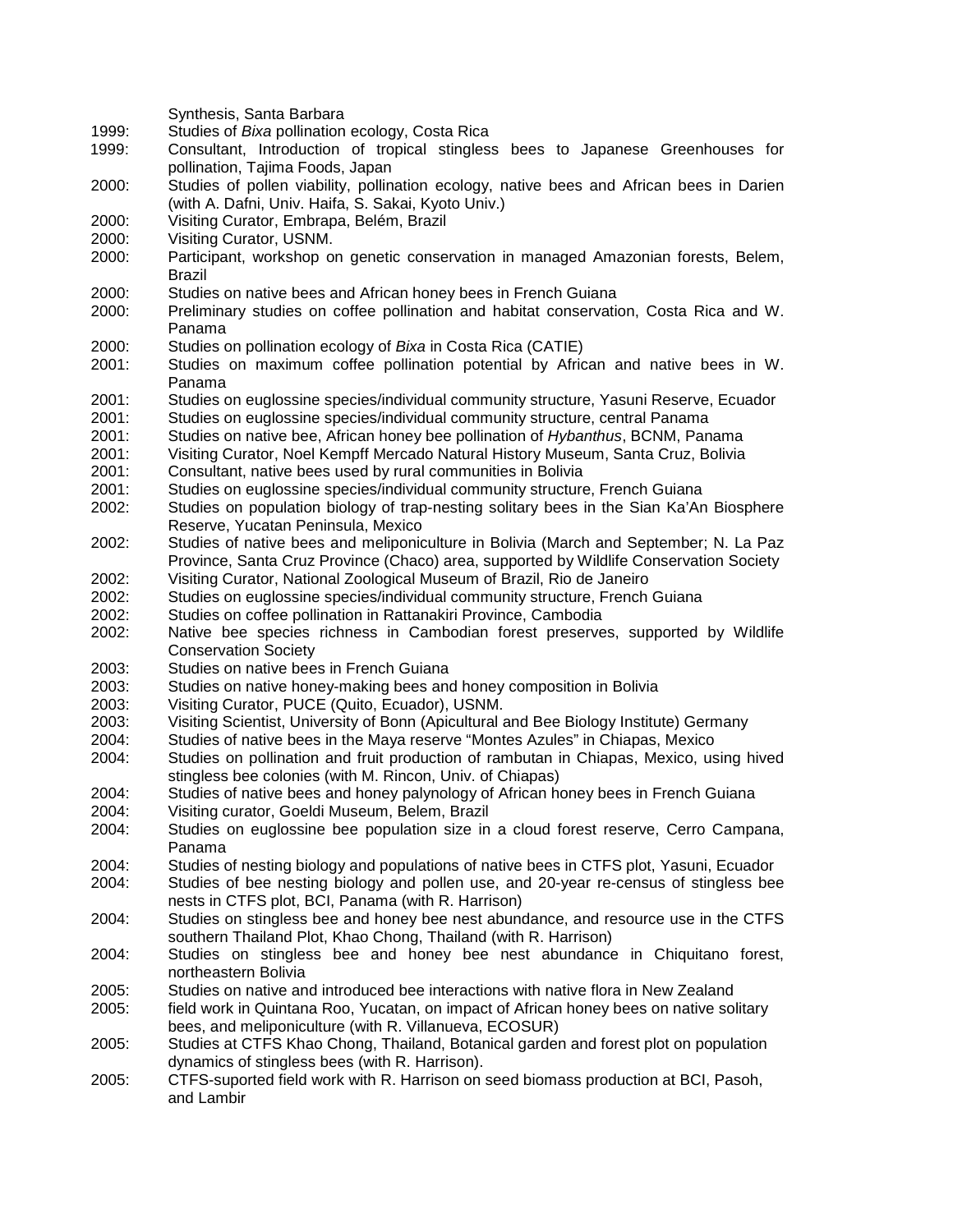Synthesis, Santa Barbara

1999: Studies of *Bixa* pollination ecology, Costa Rica

1999: Consultant, Introduction of tropical stingless bees to Japanese Greenhouses for pollination, Tajima Foods, Japan

2000: Studies of pollen viability, pollination ecology, native bees and African bees in Darien (with A. Dafni, Univ. Haifa, S. Sakai, Kyoto Univ.)

2000: Visiting Curator, Embrapa, Belém, Brazil

2000: Visiting Curator, USNM.

2000: Participant, workshop on genetic conservation in managed Amazonian forests, Belem, Brazil

2000: Studies on native bees and African honey bees in French Guiana

2000: Preliminary studies on coffee pollination and habitat conservation, Costa Rica and W. Panama

2000: Studies on pollination ecology of *Bixa* in Costa Rica (CATIE)

2001: Studies on maximum coffee pollination potential by African and native bees in W. Panama

2001: Studies on euglossine species/individual community structure, Yasuni Reserve, Ecuador

2001: Studies on euglossine species/individual community structure, central Panama

2001: Studies on native bee, African honey bee pollination of *Hybanthus*, BCNM, Panama

2001: Visiting Curator, Noel Kempff Mercado Natural History Museum, Santa Cruz, Bolivia

2001: Consultant, native bees used by rural communities in Bolivia

2001: Studies on euglossine species/individual community structure, French Guiana

2002: Studies on population biology of trap-nesting solitary bees in the Sian Ka'An Biosphere Reserve, Yucatan Peninsula, Mexico

2002: Studies of native bees and meliponiculture in Bolivia (March and September; N. La Paz Province, Santa Cruz Province (Chaco) area, supported by Wildlife Conservation Society

2002: Visiting Curator, National Zoological Museum of Brazil, Rio de Janeiro

2002: Studies on euglossine species/individual community structure, French Guiana

2002: Studies on coffee pollination in Rattanakiri Province, Cambodia

2002: Native bee species richness in Cambodian forest preserves, supported by Wildlife Conservation Society

2003: Studies on native bees in French Guiana

2003: Studies on native honey-making bees and honey composition in Bolivia

2003: Visiting Curator, PUCE (Quito, Ecuador), USNM.

2003: Visiting Scientist, University of Bonn (Apicultural and Bee Biology Institute) Germany

2004: Studies of native bees in the Maya reserve "Montes Azules" in Chiapas, Mexico

2004: Studies on pollination and fruit production of rambutan in Chiapas, Mexico, using hived stingless bee colonies (with M. Rincon, Univ. of Chiapas)

2004: Studies of native bees and honey palynology of African honey bees in French Guiana

2004: Visiting curator, Goeldi Museum, Belem, Brazil

2004: Studies on euglossine bee population size in a cloud forest reserve, Cerro Campana, Panama

2004: Studies of nesting biology and populations of native bees in CTFS plot, Yasuni, Ecuador

2004: Studies of bee nesting biology and pollen use, and 20-year re-census of stingless bee nests in CTFS plot, BCI, Panama (with R. Harrison)

2004: Studies on stingless bee and honey bee nest abundance, and resource use in the CTFS southern Thailand Plot, Khao Chong, Thailand (with R. Harrison)

2004: Studies on stingless bee and honey bee nest abundance in Chiquitano forest, northeastern Bolivia

2005: Studies on native and introduced bee interactions with native flora in New Zealand

2005: field work in Quintana Roo, Yucatan, on impact of African honey bees on native solitary bees, and meliponiculture (with R. Villanueva, ECOSUR)

2005: Studies at CTFS Khao Chong, Thailand, Botanical garden and forest plot on population dynamics of stingless bees (with R. Harrison).

2005: CTFS-suported field work with R. Harrison on seed biomass production at BCI, Pasoh, and Lambir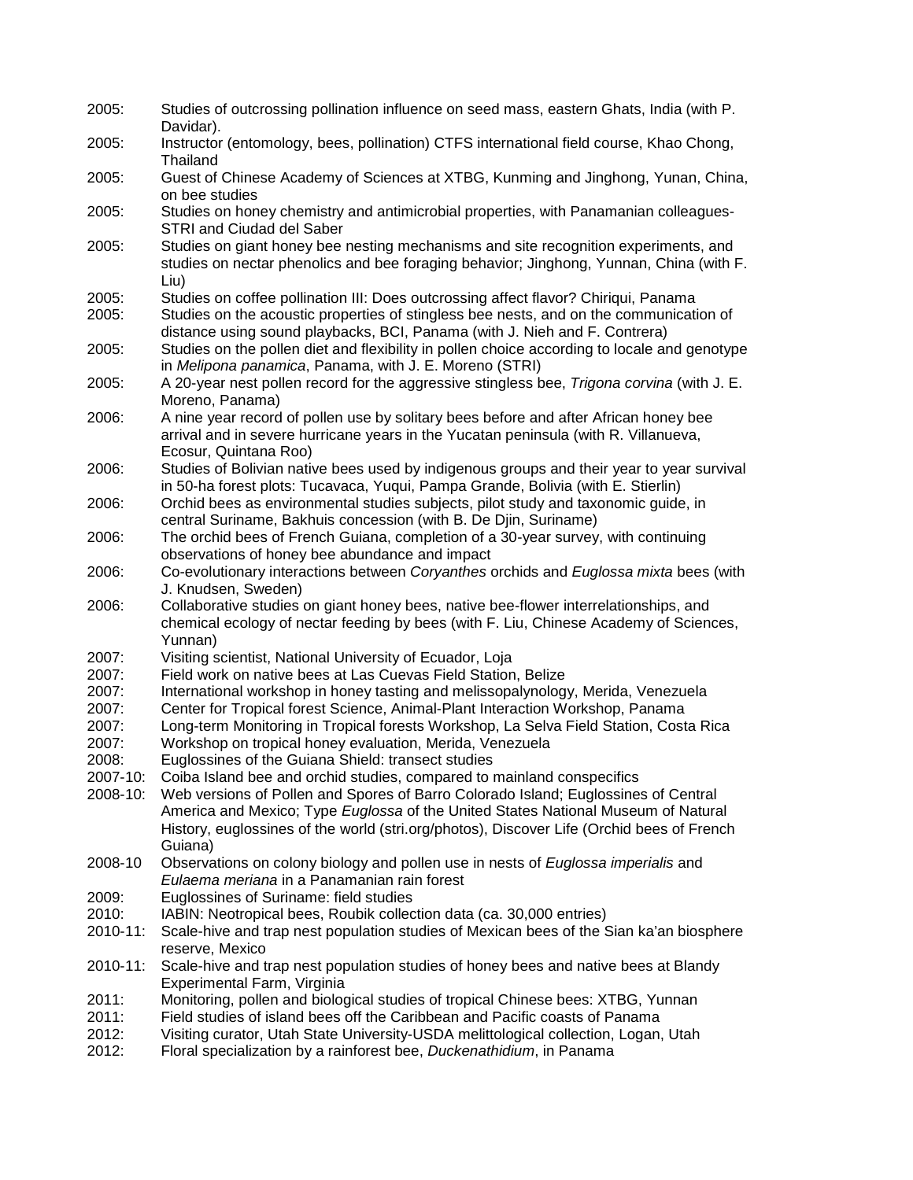2005: Studies of outcrossing pollination influence on seed mass, eastern Ghats, India (with P. Davidar).

2005: Instructor (entomology, bees, pollination) CTFS international field course, Khao Chong, Thailand

2005: Guest of Chinese Academy of Sciences at XTBG, Kunming and Jinghong, Yunan, China, on bee studies

2005: Studies on honey chemistry and antimicrobial properties, with Panamanian colleagues- STRI and Ciudad del Saber

2005: Studies on giant honey bee nesting mechanisms and site recognition experiments, and studies on nectar phenolics and bee foraging behavior; Jinghong, Yunnan, China (with F. Liu)

2005: Studies on coffee pollination III: Does outcrossing affect flavor? Chiriqui, Panama

2005: Studies on the acoustic properties of stingless bee nests, and on the communication of distance using sound playbacks, BCI, Panama (with J. Nieh and F. Contrera)

2005: Studies on the pollen diet and flexibility in pollen choice according to locale and genotype in *Melipona panamica*, Panama, with J. E. Moreno (STRI)

2005: A 20-year nest pollen record for the aggressive stingless bee, *Trigona corvina* (with J. E. Moreno, Panama)

2006: A nine year record of pollen use by solitary bees before and after African honey bee arrival and in severe hurricane years in the Yucatan peninsula (with R. Villanueva, Ecosur, Quintana Roo)

2006: Studies of Bolivian native bees used by indigenous groups and their year to year survival in 50-ha forest plots: Tucavaca, Yuqui, Pampa Grande, Bolivia (with E. Stierlin)

2006: Orchid bees as environmental studies subjects, pilot study and taxonomic guide, in central Suriname, Bakhuis concession (with B. De Djin, Suriname)

2006: The orchid bees of French Guiana, completion of a 30-year survey, with continuing observations of honey bee abundance and impact

2006: Co-evolutionary interactions between *Coryanthes* orchids and *Euglossa mixta* bees (with J. Knudsen, Sweden)

2006: Collaborative studies on giant honey bees, native bee-flower interrelationships, and chemical ecology of nectar feeding by bees (with F. Liu, Chinese Academy of Sciences, Yunnan)

2007: Visiting scientist, National University of Ecuador, Loja

2007: Field work on native bees at Las Cuevas Field Station, Belize

2007: International workshop in honey tasting and melissopalynology, Merida, Venezuela

2007: Center for Tropical forest Science, Animal-Plant Interaction Workshop, Panama

2007: Long-term Monitoring in Tropical forests Workshop, La Selva Field Station, Costa Rica

2007: Workshop on tropical honey evaluation, Merida, Venezuela

2008: Euglossines of the Guiana Shield: transect studies

2007-10: Coiba Island bee and orchid studies, compared to mainland conspecifics

2008-10: Web versions of Pollen and Spores of Barro Colorado Island; Euglossines of Central America and Mexico; Type *Euglossa* of the United States National Museum of Natural History, euglossines of the world (stri.org/photos), Discover Life (Orchid bees of French Guiana)

2008-10 Observations on colony biology and pollen use in nests of *Euglossa imperialis* and *Eulaema meriana* in a Panamanian rain forest

2009: Euglossines of Suriname: field studies

2010: IABIN: Neotropical bees, Roubik collection data (ca. 30,000 entries)

2010-11: Scale-hive and trap nest population studies of Mexican bees of the Sian ka'an biosphere reserve, Mexico

2010-11: Scale-hive and trap nest population studies of honey bees and native bees at Blandy Experimental Farm, Virginia

2011: Monitoring, pollen and biological studies of tropical Chinese bees: XTBG, Yunnan

2011: Field studies of island bees off the Caribbean and Pacific coasts of Panama

2012: Visiting curator, Utah State University-USDA melittological collection, Logan, Utah

2012: Floral specialization by a rainforest bee, *Duckenathidium*, in Panama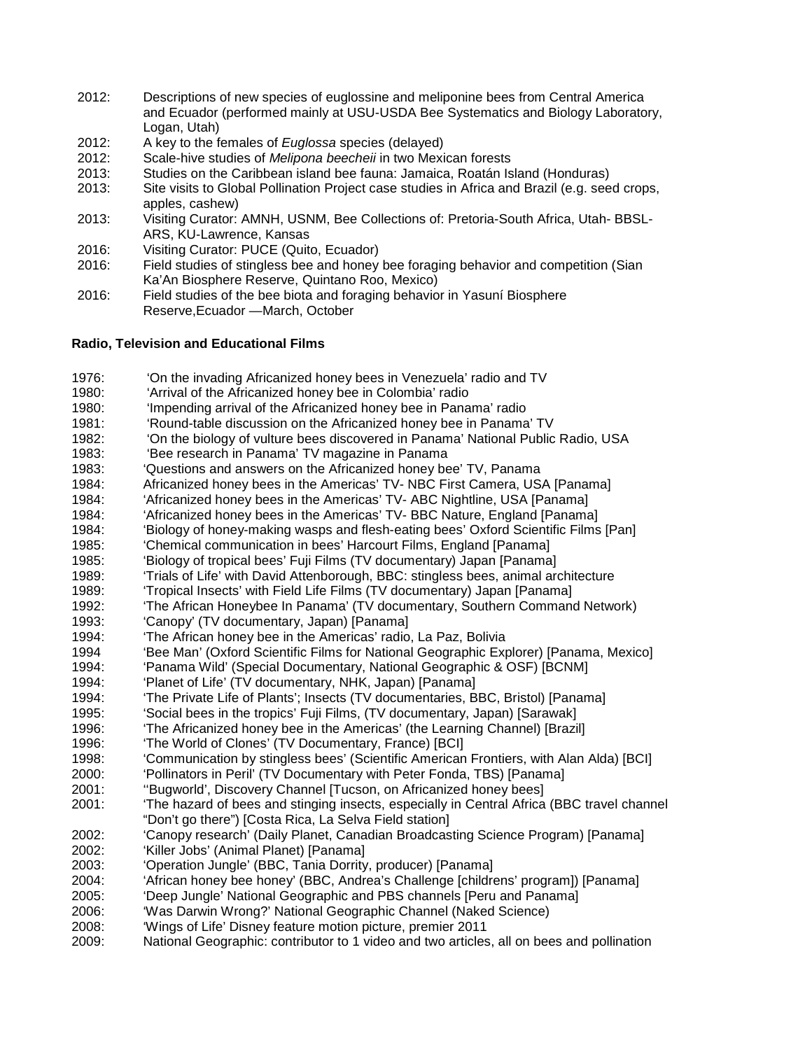2012: Descriptions of new species of euglossine and meliponine bees from Central America and Ecuador (performed mainly at USU-USDA Bee Systematics and Biology Laboratory, Logan, Utah)
2012: A key to the females of *Euglossa* species (delayed)
2012: Scale-hive studies of *Melipona beecheii* in two Mexican forests
2013: Studies on the Caribbean island bee fauna: Jamaica, Roatán Island (Honduras)
2013: Site visits to Global Pollination Project case studies in Africa and Brazil (e.g. seed crops, apples, cashew)
2013: Visiting Curator: AMNH, USNM, Bee Collections of: Pretoria-South Africa, Utah- BBSL-ARS, KU-Lawrence, Kansas
2016: Visiting Curator: PUCE (Quito, Ecuador)
2016: Field studies of stingless bee and honey bee foraging behavior and competition (Sian Ka'An Biosphere Reserve, Quintano Roo, Mexico)
2016: Field studies of the bee biota and foraging behavior in Yasuní Biosphere Reserve,Ecuador —March, October

**Radio, Television and Educational Films**

1976: 'On the invading Africanized honey bees in Venezuela' radio and TV
1980: 'Arrival of the Africanized honey bee in Colombia' radio
1980: 'Impending arrival of the Africanized honey bee in Panama' radio
1981: 'Round-table discussion on the Africanized honey bee in Panama' TV
1982: 'On the biology of vulture bees discovered in Panama' National Public Radio, USA
1983: 'Bee research in Panama' TV magazine in Panama
1983: 'Questions and answers on the Africanized honey bee' TV, Panama
1984: Africanized honey bees in the Americas' TV- NBC First Camera, USA [Panama]
1984: 'Africanized honey bees in the Americas' TV- ABC Nightline, USA [Panama]
1984: 'Africanized honey bees in the Americas' TV- BBC Nature, England [Panama]
1984: 'Biology of honey-making wasps and flesh-eating bees' Oxford Scientific Films [Pan]
1985: 'Chemical communication in bees' Harcourt Films, England [Panama]
1985: 'Biology of tropical bees' Fuji Films (TV documentary) Japan [Panama]
1989: 'Trials of Life' with David Attenborough, BBC: stingless bees, animal architecture
1989: 'Tropical Insects' with Field Life Films (TV documentary) Japan [Panama]
1992: 'The African Honeybee In Panama' (TV documentary, Southern Command Network)
1993: 'Canopy' (TV documentary, Japan) [Panama]
1994: 'The African honey bee in the Americas' radio, La Paz, Bolivia
1994 'Bee Man' (Oxford Scientific Films for National Geographic Explorer) [Panama, Mexico]
1994: 'Panama Wild' (Special Documentary, National Geographic & OSF) [BCNM]
1994: 'Planet of Life' (TV documentary, NHK, Japan) [Panama]
1994: 'The Private Life of Plants'; Insects (TV documentaries, BBC, Bristol) [Panama]
1995: 'Social bees in the tropics' Fuji Films, (TV documentary, Japan) [Sarawak]
1996: 'The Africanized honey bee in the Americas' (the Learning Channel) [Brazil]
1996: 'The World of Clones' (TV Documentary, France) [BCI]
1998: 'Communication by stingless bees' (Scientific American Frontiers, with Alan Alda) [BCI]
2000: 'Pollinators in Peril' (TV Documentary with Peter Fonda, TBS) [Panama]
2001: ''Bugworld', Discovery Channel [Tucson, on Africanized honey bees]
2001: 'The hazard of bees and stinging insects, especially in Central Africa (BBC travel channel "Don't go there") [Costa Rica, La Selva Field station]
2002: 'Canopy research' (Daily Planet, Canadian Broadcasting Science Program) [Panama]
2002: 'Killer Jobs' (Animal Planet) [Panama]
2003: 'Operation Jungle' (BBC, Tania Dorrity, producer) [Panama]
2004: 'African honey bee honey' (BBC, Andrea's Challenge [childrens' program]) [Panama]
2005: 'Deep Jungle' National Geographic and PBS channels [Peru and Panama]
2006: 'Was Darwin Wrong?' National Geographic Channel (Naked Science)
2008: 'Wings of Life' Disney feature motion picture, premier 2011
2009: National Geographic: contributor to 1 video and two articles, all on bees and pollination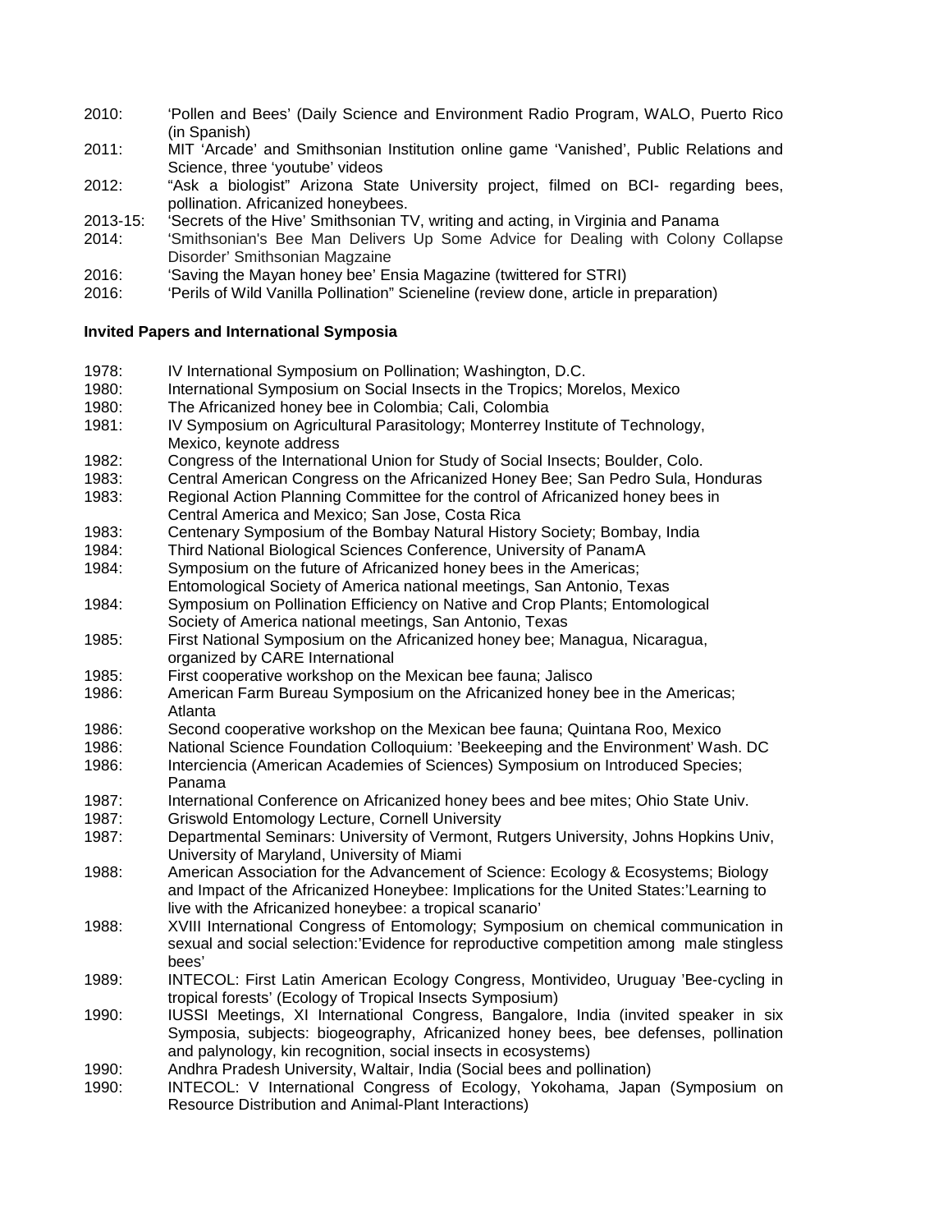2010: 'Pollen and Bees' (Daily Science and Environment Radio Program, WALO, Puerto Rico (in Spanish)
2011: MIT 'Arcade' and Smithsonian Institution online game 'Vanished', Public Relations and Science, three 'youtube' videos
2012: "Ask a biologist" Arizona State University project, filmed on BCI- regarding bees, pollination. Africanized honeybees.
2013-15: 'Secrets of the Hive' Smithsonian TV, writing and acting, in Virginia and Panama
2014: 'Smithsonian's Bee Man Delivers Up Some Advice for Dealing with Colony Collapse Disorder' Smithsonian Magzaine
2016: 'Saving the Mayan honey bee' Ensia Magazine (twittered for STRI)
2016: 'Perils of Wild Vanilla Pollination" Scieneline (review done, article in preparation)

**Invited Papers and International Symposia**

1978: IV International Symposium on Pollination; Washington, D.C.
1980: International Symposium on Social Insects in the Tropics; Morelos, Mexico
1980: The Africanized honey bee in Colombia; Cali, Colombia
1981: IV Symposium on Agricultural Parasitology; Monterrey Institute of Technology, Mexico, keynote address
1982: Congress of the International Union for Study of Social Insects; Boulder, Colo.
1983: Central American Congress on the Africanized Honey Bee; San Pedro Sula, Honduras
1983: Regional Action Planning Committee for the control of Africanized honey bees in Central America and Mexico; San Jose, Costa Rica
1983: Centenary Symposium of the Bombay Natural History Society; Bombay, India
1984: Third National Biological Sciences Conference, University of PanamA
1984: Symposium on the future of Africanized honey bees in the Americas; Entomological Society of America national meetings, San Antonio, Texas
1984: Symposium on Pollination Efficiency on Native and Crop Plants; Entomological Society of America national meetings, San Antonio, Texas
1985: First National Symposium on the Africanized honey bee; Managua, Nicaragua, organized by CARE International
1985: First cooperative workshop on the Mexican bee fauna; Jalisco
1986: American Farm Bureau Symposium on the Africanized honey bee in the Americas; Atlanta
1986: Second cooperative workshop on the Mexican bee fauna; Quintana Roo, Mexico
1986: National Science Foundation Colloquium: 'Beekeeping and the Environment' Wash. DC
1986: Interciencia (American Academies of Sciences) Symposium on Introduced Species; Panama
1987: International Conference on Africanized honey bees and bee mites; Ohio State Univ.
1987: Griswold Entomology Lecture, Cornell University
1987: Departmental Seminars: University of Vermont, Rutgers University, Johns Hopkins Univ, University of Maryland, University of Miami
1988: American Association for the Advancement of Science: Ecology & Ecosystems; Biology and Impact of the Africanized Honeybee: Implications for the United States:'Learning to live with the Africanized honeybee: a tropical scanario'
1988: XVIII International Congress of Entomology; Symposium on chemical communication in sexual and social selection:'Evidence for reproductive competition among male stingless bees'
1989: INTECOL: First Latin American Ecology Congress, Montivideo, Uruguay 'Bee-cycling in tropical forests' (Ecology of Tropical Insects Symposium)
1990: IUSSI Meetings, XI International Congress, Bangalore, India (invited speaker in six Symposia, subjects: biogeography, Africanized honey bees, bee defenses, pollination and palynology, kin recognition, social insects in ecosystems)
1990: Andhra Pradesh University, Waltair, India (Social bees and pollination)
1990: INTECOL: V International Congress of Ecology, Yokohama, Japan (Symposium on Resource Distribution and Animal-Plant Interactions)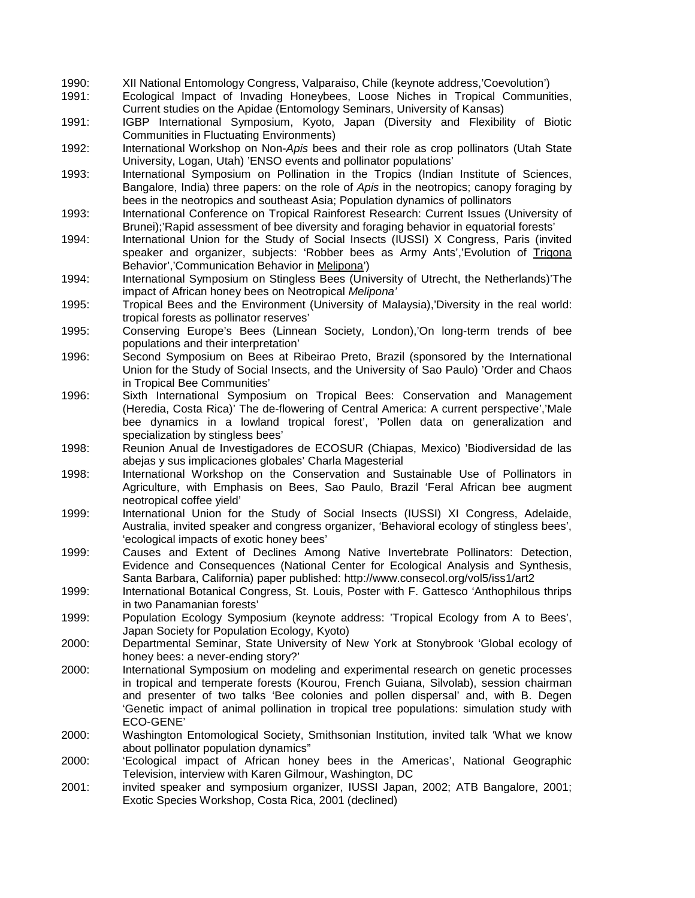1990: XII National Entomology Congress, Valparaiso, Chile (keynote address,'Coevolution')

1991: Ecological Impact of Invading Honeybees, Loose Niches in Tropical Communities, Current studies on the Apidae (Entomology Seminars, University of Kansas)

1991: IGBP International Symposium, Kyoto, Japan (Diversity and Flexibility of Biotic Communities in Fluctuating Environments)

1992: International Workshop on Non-*Apis* bees and their role as crop pollinators (Utah State University, Logan, Utah) 'ENSO events and pollinator populations'

1993: International Symposium on Pollination in the Tropics (Indian Institute of Sciences, Bangalore, India) three papers: on the role of *Apis* in the neotropics; canopy foraging by bees in the neotropics and southeast Asia; Population dynamics of pollinators

1993: International Conference on Tropical Rainforest Research: Current Issues (University of Brunei);'Rapid assessment of bee diversity and foraging behavior in equatorial forests'

1994: International Union for the Study of Social Insects (IUSSI) X Congress, Paris (invited speaker and organizer, subjects: 'Robber bees as Army Ants','Evolution of <u>Trigona</u> Behavior','Communication Behavior in <u>Melipona</u>')

1994: International Symposium on Stingless Bees (University of Utrecht, the Netherlands)'The impact of African honey bees on Neotropical *Melipona'*

1995: Tropical Bees and the Environment (University of Malaysia),'Diversity in the real world: tropical forests as pollinator reserves'

1995: Conserving Europe's Bees (Linnean Society, London),'On long-term trends of bee populations and their interpretation'

1996: Second Symposium on Bees at Ribeirao Preto, Brazil (sponsored by the International Union for the Study of Social Insects, and the University of Sao Paulo) 'Order and Chaos in Tropical Bee Communities'

1996: Sixth International Symposium on Tropical Bees: Conservation and Management (Heredia, Costa Rica)' The de-flowering of Central America: A current perspective','Male bee dynamics in a lowland tropical forest', 'Pollen data on generalization and specialization by stingless bees'

1998: Reunion Anual de Investigadores de ECOSUR (Chiapas, Mexico) 'Biodiversidad de las abejas y sus implicaciones globales' Charla Magesterial

1998: International Workshop on the Conservation and Sustainable Use of Pollinators in Agriculture, with Emphasis on Bees, Sao Paulo, Brazil 'Feral African bee augment neotropical coffee yield'

1999: International Union for the Study of Social Insects (IUSSI) XI Congress, Adelaide, Australia, invited speaker and congress organizer, 'Behavioral ecology of stingless bees', 'ecological impacts of exotic honey bees'

1999: Causes and Extent of Declines Among Native Invertebrate Pollinators: Detection, Evidence and Consequences (National Center for Ecological Analysis and Synthesis, Santa Barbara, California) paper published: http://www.consecol.org/vol5/iss1/art2

1999: International Botanical Congress, St. Louis, Poster with F. Gattesco 'Anthophilous thrips in two Panamanian forests'

1999: Population Ecology Symposium (keynote address: 'Tropical Ecology from A to Bees', Japan Society for Population Ecology, Kyoto)

2000: Departmental Seminar, State University of New York at Stonybrook 'Global ecology of honey bees: a never-ending story?'

2000: International Symposium on modeling and experimental research on genetic processes in tropical and temperate forests (Kourou, French Guiana, Silvolab), session chairman and presenter of two talks 'Bee colonies and pollen dispersal' and, with B. Degen 'Genetic impact of animal pollination in tropical tree populations: simulation study with ECO-GENE'

2000: Washington Entomological Society, Smithsonian Institution, invited talk 'What we know about pollinator population dynamics"

2000: 'Ecological impact of African honey bees in the Americas', National Geographic Television, interview with Karen Gilmour, Washington, DC

2001: invited speaker and symposium organizer, IUSSI Japan, 2002; ATB Bangalore, 2001; Exotic Species Workshop, Costa Rica, 2001 (declined)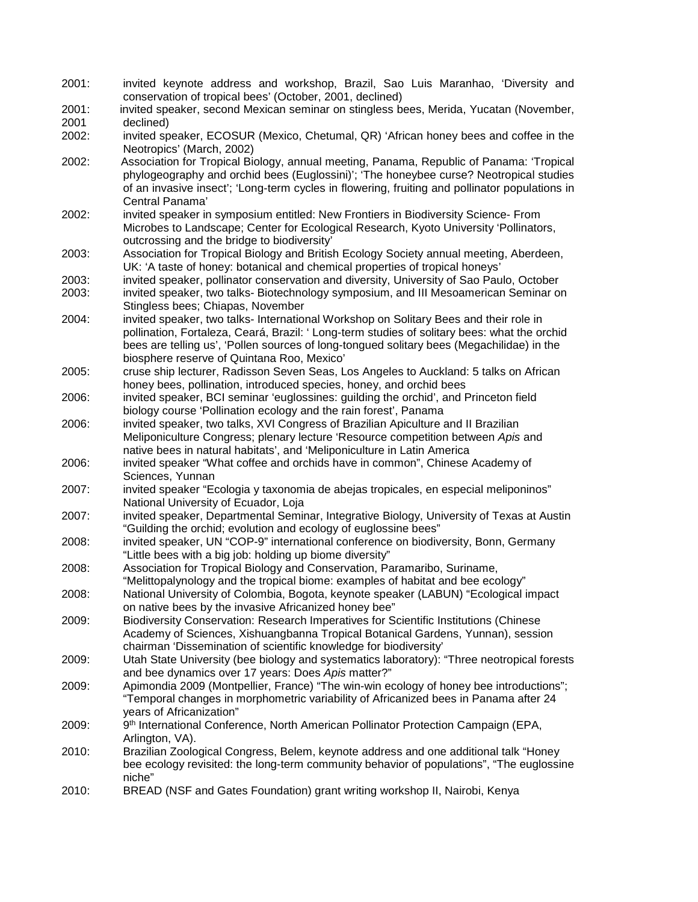2001: invited keynote address and workshop, Brazil, Sao Luis Maranhao, 'Diversity and conservation of tropical bees' (October, 2001, declined)

2001: invited speaker, second Mexican seminar on stingless bees, Merida, Yucatan (November, 2001 declined)

2002: invited speaker, ECOSUR (Mexico, Chetumal, QR) 'African honey bees and coffee in the Neotropics' (March, 2002)

2002: Association for Tropical Biology, annual meeting, Panama, Republic of Panama: 'Tropical phylogeography and orchid bees (Euglossini)'; 'The honeybee curse? Neotropical studies of an invasive insect'; 'Long-term cycles in flowering, fruiting and pollinator populations in Central Panama'

2002: invited speaker in symposium entitled: New Frontiers in Biodiversity Science- From Microbes to Landscape; Center for Ecological Research, Kyoto University 'Pollinators, outcrossing and the bridge to biodiversity'

2003: Association for Tropical Biology and British Ecology Society annual meeting, Aberdeen, UK: 'A taste of honey: botanical and chemical properties of tropical honeys'

2003: invited speaker, pollinator conservation and diversity, University of Sao Paulo, October

2003: invited speaker, two talks- Biotechnology symposium, and III Mesoamerican Seminar on Stingless bees; Chiapas, November

2004: invited speaker, two talks- International Workshop on Solitary Bees and their role in pollination, Fortaleza, Ceará, Brazil: ' Long-term studies of solitary bees: what the orchid bees are telling us', 'Pollen sources of long-tongued solitary bees (Megachilidae) in the biosphere reserve of Quintana Roo, Mexico'

2005: cruse ship lecturer, Radisson Seven Seas, Los Angeles to Auckland: 5 talks on African honey bees, pollination, introduced species, honey, and orchid bees

2006: invited speaker, BCI seminar 'euglossines: guilding the orchid', and Princeton field biology course 'Pollination ecology and the rain forest', Panama

2006: invited speaker, two talks, XVI Congress of Brazilian Apiculture and II Brazilian Meliponiculture Congress; plenary lecture 'Resource competition between *Apis* and native bees in natural habitats', and 'Meliponiculture in Latin America

2006: invited speaker "What coffee and orchids have in common", Chinese Academy of Sciences, Yunnan

2007: invited speaker "Ecologia y taxonomia de abejas tropicales, en especial meliponinos" National University of Ecuador, Loja

2007: invited speaker, Departmental Seminar, Integrative Biology, University of Texas at Austin "Guilding the orchid; evolution and ecology of euglossine bees"

2008: invited speaker, UN "COP-9" international conference on biodiversity, Bonn, Germany "Little bees with a big job: holding up biome diversity"

2008: Association for Tropical Biology and Conservation, Paramaribo, Suriname, "Melittopalynology and the tropical biome: examples of habitat and bee ecology"

2008: National University of Colombia, Bogota, keynote speaker (LABUN) "Ecological impact on native bees by the invasive Africanized honey bee"

2009: Biodiversity Conservation: Research Imperatives for Scientific Institutions (Chinese Academy of Sciences, Xishuangbanna Tropical Botanical Gardens, Yunnan), session chairman 'Dissemination of scientific knowledge for biodiversity'

2009: Utah State University (bee biology and systematics laboratory): "Three neotropical forests and bee dynamics over 17 years: Does *Apis* matter?"

2009: Apimondia 2009 (Montpellier, France) "The win-win ecology of honey bee introductions"; "Temporal changes in morphometric variability of Africanized bees in Panama after 24 years of Africanization"

2009: 9th International Conference, North American Pollinator Protection Campaign (EPA, Arlington, VA).

2010: Brazilian Zoological Congress, Belem, keynote address and one additional talk "Honey bee ecology revisited: the long-term community behavior of populations", "The euglossine niche"

2010: BREAD (NSF and Gates Foundation) grant writing workshop II, Nairobi, Kenya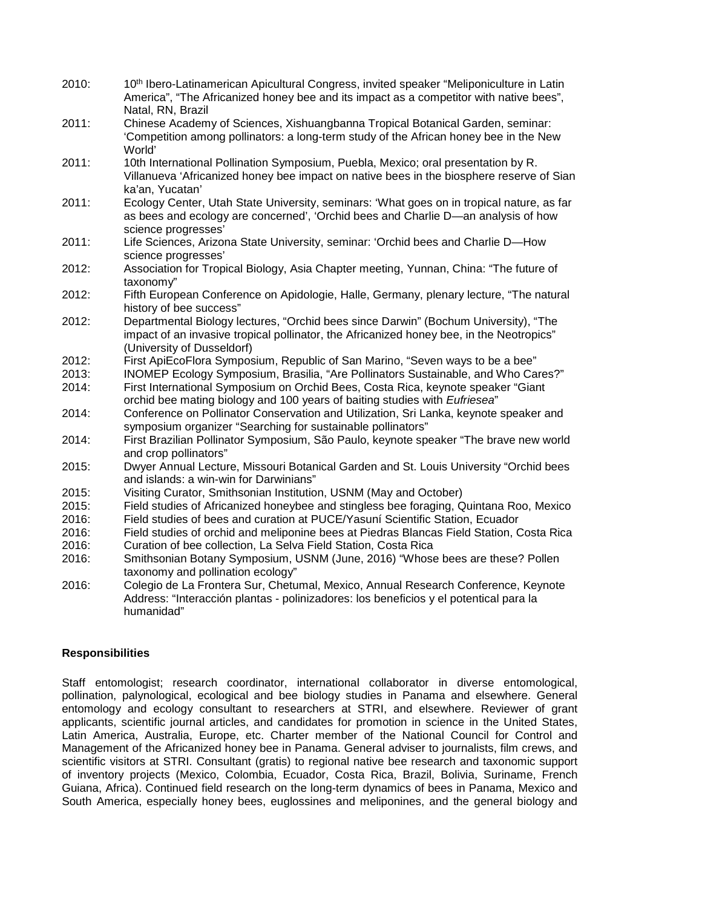2010: 10th Ibero-Latinamerican Apicultural Congress, invited speaker "Meliponiculture in Latin America", "The Africanized honey bee and its impact as a competitor with native bees", Natal, RN, Brazil

2011: Chinese Academy of Sciences, Xishuangbanna Tropical Botanical Garden, seminar: 'Competition among pollinators: a long-term study of the African honey bee in the New World'

2011: 10th International Pollination Symposium, Puebla, Mexico; oral presentation by R. Villanueva 'Africanized honey bee impact on native bees in the biosphere reserve of Sian ka'an, Yucatan'

2011: Ecology Center, Utah State University, seminars: 'What goes on in tropical nature, as far as bees and ecology are concerned', 'Orchid bees and Charlie D—an analysis of how science progresses'

2011: Life Sciences, Arizona State University, seminar: 'Orchid bees and Charlie D—How science progresses'

2012: Association for Tropical Biology, Asia Chapter meeting, Yunnan, China: "The future of taxonomy"

2012: Fifth European Conference on Apidologie, Halle, Germany, plenary lecture, "The natural history of bee success"

2012: Departmental Biology lectures, "Orchid bees since Darwin" (Bochum University), "The impact of an invasive tropical pollinator, the Africanized honey bee, in the Neotropics" (University of Dusseldorf)

2012: First ApiEcoFlora Symposium, Republic of San Marino, "Seven ways to be a bee"

2013: INOMEP Ecology Symposium, Brasilia, "Are Pollinators Sustainable, and Who Cares?"

2014: First International Symposium on Orchid Bees, Costa Rica, keynote speaker "Giant orchid bee mating biology and 100 years of baiting studies with *Eufriesea*"

2014: Conference on Pollinator Conservation and Utilization, Sri Lanka, keynote speaker and symposium organizer "Searching for sustainable pollinators"

2014: First Brazilian Pollinator Symposium, São Paulo, keynote speaker "The brave new world and crop pollinators"

2015: Dwyer Annual Lecture, Missouri Botanical Garden and St. Louis University "Orchid bees and islands: a win-win for Darwinians"

2015: Visiting Curator, Smithsonian Institution, USNM (May and October)

2015: Field studies of Africanized honeybee and stingless bee foraging, Quintana Roo, Mexico

2016: Field studies of bees and curation at PUCE/Yasuní Scientific Station, Ecuador

2016: Field studies of orchid and meliponine bees at Piedras Blancas Field Station, Costa Rica

2016: Curation of bee collection, La Selva Field Station, Costa Rica

2016: Smithsonian Botany Symposium, USNM (June, 2016) "Whose bees are these? Pollen taxonomy and pollination ecology"

2016: Colegio de La Frontera Sur, Chetumal, Mexico, Annual Research Conference, Keynote Address: "Interacción plantas - polinizadores: los beneficios y el potencial para la humanidad"

**Responsibilities**

Staff entomologist; research coordinator, international collaborator in diverse entomological, pollination, palynological, ecological and bee biology studies in Panama and elsewhere. General entomology and ecology consultant to researchers at STRI, and elsewhere. Reviewer of grant applicants, scientific journal articles, and candidates for promotion in science in the United States, Latin America, Australia, Europe, etc. Charter member of the National Council for Control and Management of the Africanized honey bee in Panama. General adviser to journalists, film crews, and scientific visitors at STRI. Consultant (gratis) to regional native bee research and taxonomic support of inventory projects (Mexico, Colombia, Ecuador, Costa Rica, Brazil, Bolivia, Suriname, French Guiana, Africa). Continued field research on the long-term dynamics of bees in Panama, Mexico and South America, especially honey bees, euglossines and meliponines, and the general biology and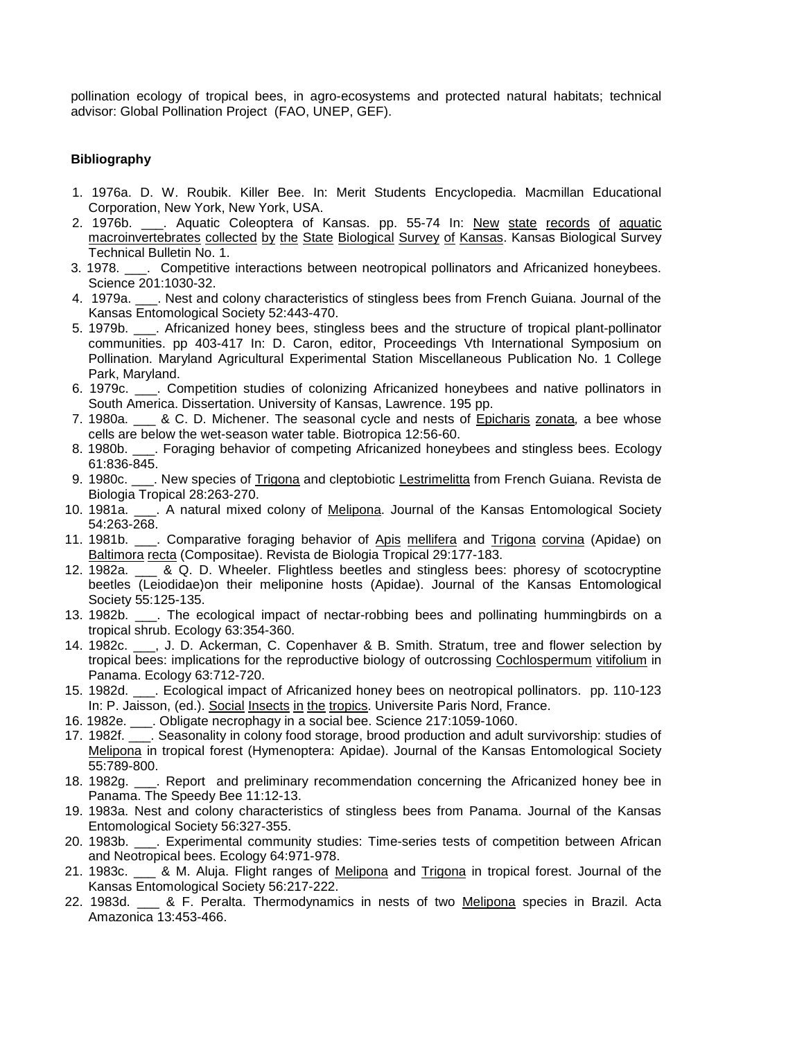pollination ecology of tropical bees, in agro-ecosystems and protected natural habitats; technical advisor: Global Pollination Project (FAO, UNEP, GEF).

**Bibliography**

1. 1976a. D. W. Roubik. Killer Bee. In: Merit Students Encyclopedia. Macmillan Educational Corporation, New York, New York, USA.
2. 1976b. ___. Aquatic Coleoptera of Kansas. pp. 55-74 In: New state records of aquatic macroinvertebrates collected by the State Biological Survey of Kansas. Kansas Biological Survey Technical Bulletin No. 1.
3. 1978. ___. Competitive interactions between neotropical pollinators and Africanized honeybees. Science 201:1030-32.
4. 1979a. ___. Nest and colony characteristics of stingless bees from French Guiana. Journal of the Kansas Entomological Society 52:443-470.
5. 1979b. ___. Africanized honey bees, stingless bees and the structure of tropical plant-pollinator communities. pp 403-417 In: D. Caron, editor, Proceedings Vth International Symposium on Pollination. Maryland Agricultural Experimental Station Miscellaneous Publication No. 1 College Park, Maryland.
6. 1979c. ___. Competition studies of colonizing Africanized honeybees and native pollinators in South America. Dissertation. University of Kansas, Lawrence. 195 pp.
7. 1980a. ___ & C. D. Michener. The seasonal cycle and nests of Epicharis zonata, a bee whose cells are below the wet-season water table. Biotropica 12:56-60.
8. 1980b. ___. Foraging behavior of competing Africanized honeybees and stingless bees. Ecology 61:836-845.
9. 1980c. ___. New species of Trigona and cleptobiotic Lestrimelitta from French Guiana. Revista de Biologia Tropical 28:263-270.
10. 1981a. ___. A natural mixed colony of Melipona. Journal of the Kansas Entomological Society 54:263-268.
11. 1981b. ___. Comparative foraging behavior of Apis mellifera and Trigona corvina (Apidae) on Baltimora recta (Compositae). Revista de Biologia Tropical 29:177-183.
12. 1982a. ___ & Q. D. Wheeler. Flightless beetles and stingless bees: phoresy of scotocryptine beetles (Leiodidae)on their meliponine hosts (Apidae). Journal of the Kansas Entomological Society 55:125-135.
13. 1982b. ___. The ecological impact of nectar-robbing bees and pollinating hummingbirds on a tropical shrub. Ecology 63:354-360.
14. 1982c. ___, J. D. Ackerman, C. Copenhaver & B. Smith. Stratum, tree and flower selection by tropical bees: implications for the reproductive biology of outcrossing Cochlospermum vitifolium in Panama. Ecology 63:712-720.
15. 1982d. ___. Ecological impact of Africanized honey bees on neotropical pollinators. pp. 110-123 In: P. Jaisson, (ed.). Social Insects in the tropics. Universite Paris Nord, France.
16. 1982e. ___. Obligate necrophagy in a social bee. Science 217:1059-1060.
17. 1982f. ___. Seasonality in colony food storage, brood production and adult survivorship: studies of Melipona in tropical forest (Hymenoptera: Apidae). Journal of the Kansas Entomological Society 55:789-800.
18. 1982g. ___. Report and preliminary recommendation concerning the Africanized honey bee in Panama. The Speedy Bee 11:12-13.
19. 1983a. Nest and colony characteristics of stingless bees from Panama. Journal of the Kansas Entomological Society 56:327-355.
20. 1983b. ___. Experimental community studies: Time-series tests of competition between African and Neotropical bees. Ecology 64:971-978.
21. 1983c. ___ & M. Aluja. Flight ranges of Melipona and Trigona in tropical forest. Journal of the Kansas Entomological Society 56:217-222.
22. 1983d. ___ & F. Peralta. Thermodynamics in nests of two Melipona species in Brazil. Acta Amazonica 13:453-466.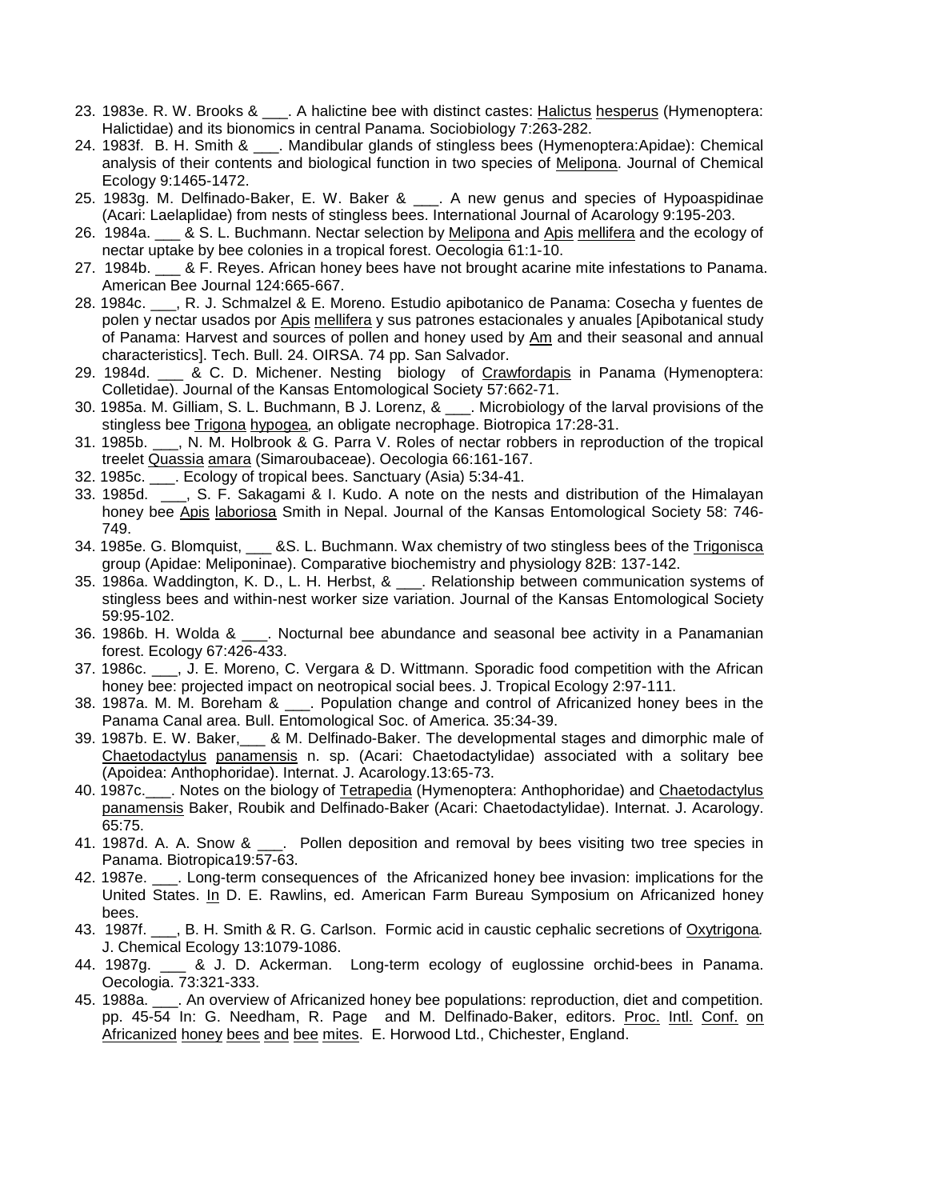23. 1983e. R. W. Brooks & ___. A halictine bee with distinct castes: Halictus hesperus (Hymenoptera: Halictidae) and its bionomics in central Panama. Sociobiology 7:263-282.
24. 1983f. B. H. Smith & ___. Mandibular glands of stingless bees (Hymenoptera:Apidae): Chemical analysis of their contents and biological function in two species of Melipona. Journal of Chemical Ecology 9:1465-1472.
25. 1983g. M. Delfinado-Baker, E. W. Baker & ___. A new genus and species of Hypoaspidinae (Acari: Laelaplidae) from nests of stingless bees. International Journal of Acarology 9:195-203.
26. 1984a. ___ & S. L. Buchmann. Nectar selection by Melipona and Apis mellifera and the ecology of nectar uptake by bee colonies in a tropical forest. Oecologia 61:1-10.
27. 1984b. ___ & F. Reyes. African honey bees have not brought acarine mite infestations to Panama. American Bee Journal 124:665-667.
28. 1984c. ___, R. J. Schmalzel & E. Moreno. Estudio apibotanico de Panama: Cosecha y fuentes de polen y nectar usados por Apis mellifera y sus patrones estacionales y anuales [Apibotanical study of Panama: Harvest and sources of pollen and honey used by Am and their seasonal and annual characteristics]. Tech. Bull. 24. OIRSA. 74 pp. San Salvador.
29. 1984d. ___ & C. D. Michener. Nesting biology of Crawfordapis in Panama (Hymenoptera: Colletidae). Journal of the Kansas Entomological Society 57:662-71.
30. 1985a. M. Gilliam, S. L. Buchmann, B J. Lorenz, & ___. Microbiology of the larval provisions of the stingless bee Trigona hypogea, an obligate necrophage. Biotropica 17:28-31.
31. 1985b. ___, N. M. Holbrook & G. Parra V. Roles of nectar robbers in reproduction of the tropical treelet Quassia amara (Simaroubaceae). Oecologia 66:161-167.
32. 1985c. ___. Ecology of tropical bees. Sanctuary (Asia) 5:34-41.
33. 1985d. ___, S. F. Sakagami & I. Kudo. A note on the nests and distribution of the Himalayan honey bee Apis laboriosa Smith in Nepal. Journal of the Kansas Entomological Society 58: 746-749.
34. 1985e. G. Blomquist, ___ &S. L. Buchmann. Wax chemistry of two stingless bees of the Trigonisca group (Apidae: Meliponinae). Comparative biochemistry and physiology 82B: 137-142.
35. 1986a. Waddington, K. D., L. H. Herbst, & ___. Relationship between communication systems of stingless bees and within-nest worker size variation. Journal of the Kansas Entomological Society 59:95-102.
36. 1986b. H. Wolda & ___. Nocturnal bee abundance and seasonal bee activity in a Panamanian forest. Ecology 67:426-433.
37. 1986c. ___, J. E. Moreno, C. Vergara & D. Wittmann. Sporadic food competition with the African honey bee: projected impact on neotropical social bees. J. Tropical Ecology 2:97-111.
38. 1987a. M. M. Boreham & ___. Population change and control of Africanized honey bees in the Panama Canal area. Bull. Entomological Soc. of America. 35:34-39.
39. 1987b. E. W. Baker,___ & M. Delfinado-Baker. The developmental stages and dimorphic male of Chaetodactylus panamensis n. sp. (Acari: Chaetodactylidae) associated with a solitary bee (Apoidea: Anthophoridae). Internat. J. Acarology.13:65-73.
40. 1987c.___. Notes on the biology of Tetrapedia (Hymenoptera: Anthophoridae) and Chaetodactylus panamensis Baker, Roubik and Delfinado-Baker (Acari: Chaetodactylidae). Internat. J. Acarology. 65:75.
41. 1987d. A. A. Snow & ___. Pollen deposition and removal by bees visiting two tree species in Panama. Biotropica19:57-63.
42. 1987e. ___. Long-term consequences of the Africanized honey bee invasion: implications for the United States. In D. E. Rawlins, ed. American Farm Bureau Symposium on Africanized honey bees.
43. 1987f. ___, B. H. Smith & R. G. Carlson. Formic acid in caustic cephalic secretions of Oxytrigona. J. Chemical Ecology 13:1079-1086.
44. 1987g. ___ & J. D. Ackerman. Long-term ecology of euglossine orchid-bees in Panama. Oecologia. 73:321-333.
45. 1988a. ___. An overview of Africanized honey bee populations: reproduction, diet and competition. pp. 45-54 In: G. Needham, R. Page and M. Delfinado-Baker, editors. Proc. Intl. Conf. on Africanized honey bees and bee mites. E. Horwood Ltd., Chichester, England.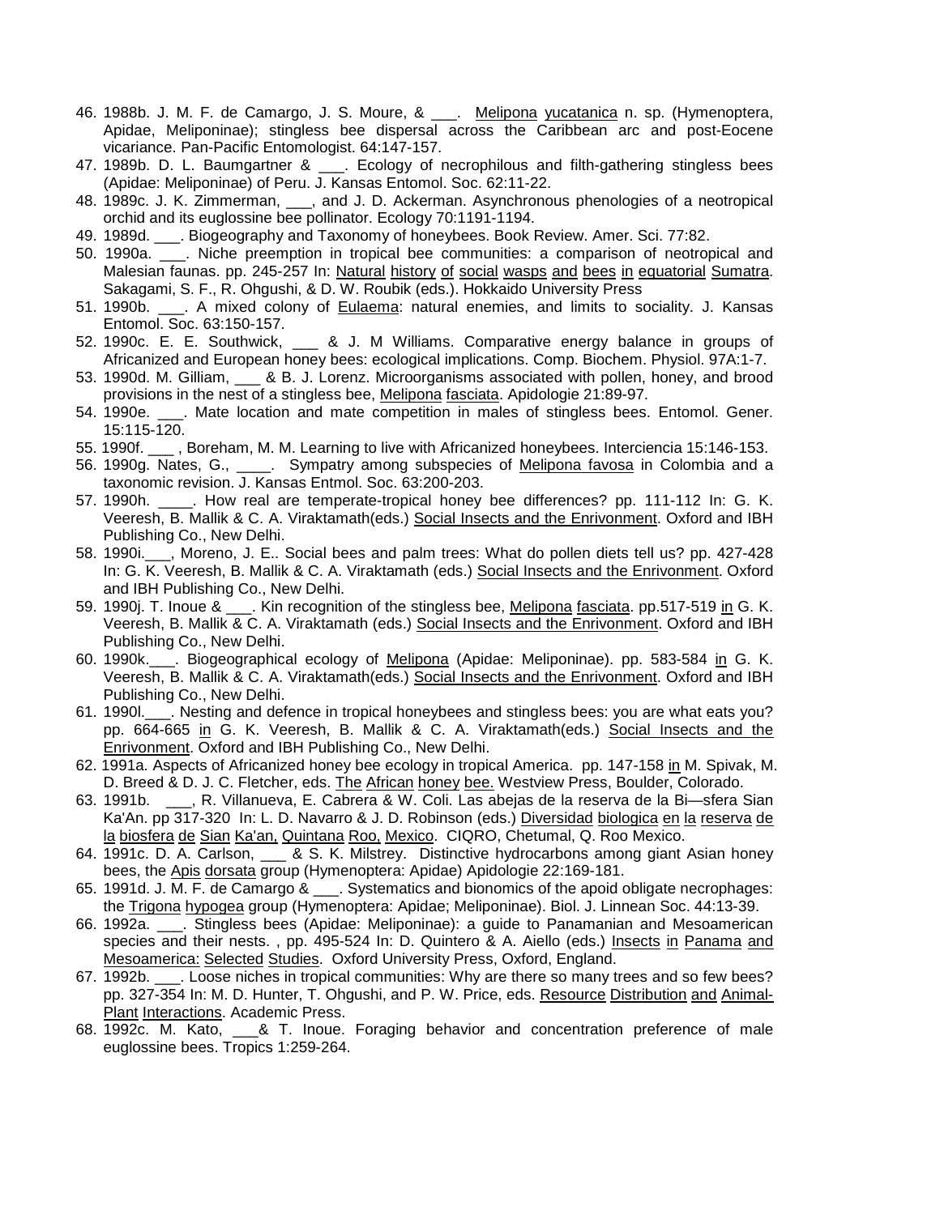46. 1988b. J. M. F. de Camargo, J. S. Moure, & ___. Melipona yucatanica n. sp. (Hymenoptera, Apidae, Meliponinae); stingless bee dispersal across the Caribbean arc and post-Eocene vicariance. Pan-Pacific Entomologist. 64:147-157.
47. 1989b. D. L. Baumgartner & ___. Ecology of necrophilous and filth-gathering stingless bees (Apidae: Meliponinae) of Peru. J. Kansas Entomol. Soc. 62:11-22.
48. 1989c. J. K. Zimmerman, ___, and J. D. Ackerman. Asynchronous phenologies of a neotropical orchid and its euglossine bee pollinator. Ecology 70:1191-1194.
49. 1989d. ___. Biogeography and Taxonomy of honeybees. Book Review. Amer. Sci. 77:82.
50. 1990a. ___. Niche preemption in tropical bee communities: a comparison of neotropical and Malesian faunas. pp. 245-257 In: Natural history of social wasps and bees in equatorial Sumatra. Sakagami, S. F., R. Ohgushi, & D. W. Roubik (eds.). Hokkaido University Press
51. 1990b. ___. A mixed colony of Eulaema: natural enemies, and limits to sociality. J. Kansas Entomol. Soc. 63:150-157.
52. 1990c. E. E. Southwick, ___ & J. M Williams. Comparative energy balance in groups of Africanized and European honey bees: ecological implications. Comp. Biochem. Physiol. 97A:1-7.
53. 1990d. M. Gilliam, ___ & B. J. Lorenz. Microorganisms associated with pollen, honey, and brood provisions in the nest of a stingless bee, Melipona fasciata. Apidologie 21:89-97.
54. 1990e. ___. Mate location and mate competition in males of stingless bees. Entomol. Gener. 15:115-120.
55. 1990f. ___ , Boreham, M. M. Learning to live with Africanized honeybees. Interciencia 15:146-153.
56. 1990g. Nates, G., ____. Sympatry among subspecies of Melipona favosa in Colombia and a taxonomic revision. J. Kansas Entmol. Soc. 63:200-203.
57. 1990h. ____. How real are temperate-tropical honey bee differences? pp. 111-112 In: G. K. Veeresh, B. Mallik & C. A. Viraktamath(eds.) Social Insects and the Enrivonment. Oxford and IBH Publishing Co., New Delhi.
58. 1990i.___, Moreno, J. E.. Social bees and palm trees: What do pollen diets tell us? pp. 427-428 In: G. K. Veeresh, B. Mallik & C. A. Viraktamath (eds.) Social Insects and the Enrivonment. Oxford and IBH Publishing Co., New Delhi.
59. 1990j. T. Inoue & ___. Kin recognition of the stingless bee, Melipona fasciata. pp.517-519 in G. K. Veeresh, B. Mallik & C. A. Viraktamath (eds.) Social Insects and the Enrivonment. Oxford and IBH Publishing Co., New Delhi.
60. 1990k.___. Biogeographical ecology of Melipona (Apidae: Meliponinae). pp. 583-584 in G. K. Veeresh, B. Mallik & C. A. Viraktamath(eds.) Social Insects and the Enrivonment. Oxford and IBH Publishing Co., New Delhi.
61. 1990l.___. Nesting and defence in tropical honeybees and stingless bees: you are what eats you? pp. 664-665 in G. K. Veeresh, B. Mallik & C. A. Viraktamath(eds.) Social Insects and the Enrivonment. Oxford and IBH Publishing Co., New Delhi.
62. 1991a. Aspects of Africanized honey bee ecology in tropical America. pp. 147-158 in M. Spivak, M. D. Breed & D. J. C. Fletcher, eds. The African honey bee. Westview Press, Boulder, Colorado.
63. 1991b. ___, R. Villanueva, E. Cabrera & W. Coli. Las abejas de la reserva de la Bi—sfera Sian Ka'An. pp 317-320 In: L. D. Navarro & J. D. Robinson (eds.) Diversidad biologica en la reserva de la biosfera de Sian Ka'an, Quintana Roo, Mexico. CIQRO, Chetumal, Q. Roo Mexico.
64. 1991c. D. A. Carlson, ___ & S. K. Milstrey. Distinctive hydrocarbons among giant Asian honey bees, the Apis dorsata group (Hymenoptera: Apidae) Apidologie 22:169-181.
65. 1991d. J. M. F. de Camargo & ___. Systematics and bionomics of the apoid obligate necrophages: the Trigona hypogea group (Hymenoptera: Apidae; Meliponinae). Biol. J. Linnean Soc. 44:13-39.
66. 1992a. ___. Stingless bees (Apidae: Meliponinae): a guide to Panamanian and Mesoamerican species and their nests. , pp. 495-524 In: D. Quintero & A. Aiello (eds.) Insects in Panama and Mesoamerica: Selected Studies. Oxford University Press, Oxford, England.
67. 1992b. ___. Loose niches in tropical communities: Why are there so many trees and so few bees? pp. 327-354 In: M. D. Hunter, T. Ohgushi, and P. W. Price, eds. Resource Distribution and Animal-Plant Interactions. Academic Press.
68. 1992c. M. Kato, ___& T. Inoue. Foraging behavior and concentration preference of male euglossine bees. Tropics 1:259-264.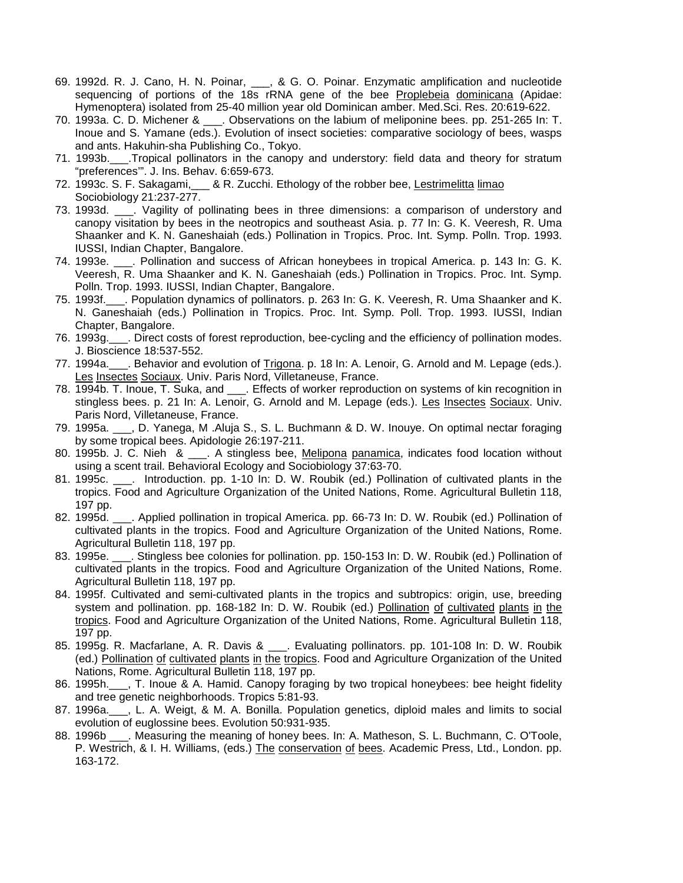69. 1992d. R. J. Cano, H. N. Poinar, ___, & G. O. Poinar. Enzymatic amplification and nucleotide sequencing of portions of the 18s rRNA gene of the bee Proplebeia dominicana (Apidae: Hymenoptera) isolated from 25-40 million year old Dominican amber. Med.Sci. Res. 20:619-622.
70. 1993a. C. D. Michener & ___. Observations on the labium of meliponine bees. pp. 251-265 In: T. Inoue and S. Yamane (eds.). Evolution of insect societies: comparative sociology of bees, wasps and ants. Hakuhin-sha Publishing Co., Tokyo.
71. 1993b.___.Tropical pollinators in the canopy and understory: field data and theory for stratum "preferences'". J. Ins. Behav. 6:659-673.
72. 1993c. S. F. Sakagami,___ & R. Zucchi. Ethology of the robber bee, Lestrimelitta limao Sociobiology 21:237-277.
73. 1993d. ___. Vagility of pollinating bees in three dimensions: a comparison of understory and canopy visitation by bees in the neotropics and southeast Asia. p. 77 In: G. K. Veeresh, R. Uma Shaanker and K. N. Ganeshaiah (eds.) Pollination in Tropics. Proc. Int. Symp. Polln. Trop. 1993. IUSSI, Indian Chapter, Bangalore.
74. 1993e. ___. Pollination and success of African honeybees in tropical America. p. 143 In: G. K. Veeresh, R. Uma Shaanker and K. N. Ganeshaiah (eds.) Pollination in Tropics. Proc. Int. Symp. Polln. Trop. 1993. IUSSI, Indian Chapter, Bangalore.
75. 1993f.___. Population dynamics of pollinators. p. 263 In: G. K. Veeresh, R. Uma Shaanker and K. N. Ganeshaiah (eds.) Pollination in Tropics. Proc. Int. Symp. Poll. Trop. 1993. IUSSI, Indian Chapter, Bangalore.
76. 1993g.___. Direct costs of forest reproduction, bee-cycling and the efficiency of pollination modes. J. Bioscience 18:537-552.
77. 1994a.___. Behavior and evolution of Trigona. p. 18 In: A. Lenoir, G. Arnold and M. Lepage (eds.). Les Insectes Sociaux. Univ. Paris Nord, Villetaneuse, France.
78. 1994b. T. Inoue, T. Suka, and ___. Effects of worker reproduction on systems of kin recognition in stingless bees. p. 21 In: A. Lenoir, G. Arnold and M. Lepage (eds.). Les Insectes Sociaux. Univ. Paris Nord, Villetaneuse, France.
79. 1995a. ___, D. Yanega, M .Aluja S., S. L. Buchmann & D. W. Inouye. On optimal nectar foraging by some tropical bees. Apidologie 26:197-211.
80. 1995b. J. C. Nieh & ___. A stingless bee, Melipona panamica, indicates food location without using a scent trail. Behavioral Ecology and Sociobiology 37:63-70.
81. 1995c. ___. Introduction. pp. 1-10 In: D. W. Roubik (ed.) Pollination of cultivated plants in the tropics. Food and Agriculture Organization of the United Nations, Rome. Agricultural Bulletin 118, 197 pp.
82. 1995d. ___. Applied pollination in tropical America. pp. 66-73 In: D. W. Roubik (ed.) Pollination of cultivated plants in the tropics. Food and Agriculture Organization of the United Nations, Rome. Agricultural Bulletin 118, 197 pp.
83. 1995e. ___. Stingless bee colonies for pollination. pp. 150-153 In: D. W. Roubik (ed.) Pollination of cultivated plants in the tropics. Food and Agriculture Organization of the United Nations, Rome. Agricultural Bulletin 118, 197 pp.
84. 1995f. Cultivated and semi-cultivated plants in the tropics and subtropics: origin, use, breeding system and pollination. pp. 168-182 In: D. W. Roubik (ed.) Pollination of cultivated plants in the tropics. Food and Agriculture Organization of the United Nations, Rome. Agricultural Bulletin 118, 197 pp.
85. 1995g. R. Macfarlane, A. R. Davis & ___. Evaluating pollinators. pp. 101-108 In: D. W. Roubik (ed.) Pollination of cultivated plants in the tropics. Food and Agriculture Organization of the United Nations, Rome. Agricultural Bulletin 118, 197 pp.
86. 1995h.___, T. Inoue & A. Hamid. Canopy foraging by two tropical honeybees: bee height fidelity and tree genetic neighborhoods. Tropics 5:81-93.
87. 1996a.___, L. A. Weigt, & M. A. Bonilla. Population genetics, diploid males and limits to social evolution of euglossine bees. Evolution 50:931-935.
88. 1996b ___. Measuring the meaning of honey bees. In: A. Matheson, S. L. Buchmann, C. O'Toole, P. Westrich, & I. H. Williams, (eds.) The conservation of bees. Academic Press, Ltd., London. pp. 163-172.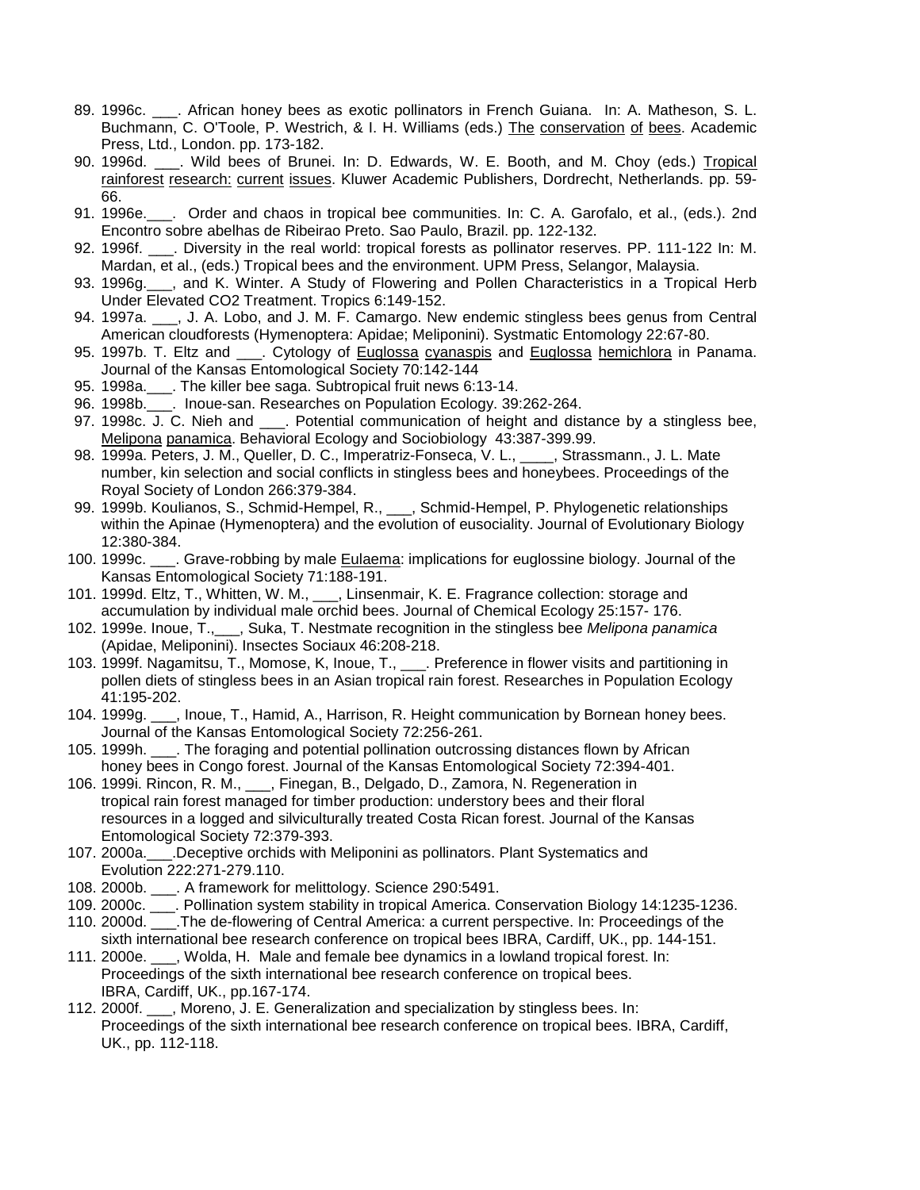89. 1996c. ___. African honey bees as exotic pollinators in French Guiana. In: A. Matheson, S. L. Buchmann, C. O'Toole, P. Westrich, & I. H. Williams (eds.) The conservation of bees. Academic Press, Ltd., London. pp. 173-182.
90. 1996d. ___. Wild bees of Brunei. In: D. Edwards, W. E. Booth, and M. Choy (eds.) Tropical rainforest research: current issues. Kluwer Academic Publishers, Dordrecht, Netherlands. pp. 59-66.
91. 1996e.___. Order and chaos in tropical bee communities. In: C. A. Garofalo, et al., (eds.). 2nd Encontro sobre abelhas de Ribeirao Preto. Sao Paulo, Brazil. pp. 122-132.
92. 1996f. ___. Diversity in the real world: tropical forests as pollinator reserves. PP. 111-122 In: M. Mardan, et al., (eds.) Tropical bees and the environment. UPM Press, Selangor, Malaysia.
93. 1996g.___, and K. Winter. A Study of Flowering and Pollen Characteristics in a Tropical Herb Under Elevated CO2 Treatment. Tropics 6:149-152.
94. 1997a. ___, J. A. Lobo, and J. M. F. Camargo. New endemic stingless bees genus from Central American cloudforests (Hymenoptera: Apidae; Meliponini). Systmatic Entomology 22:67-80.
95. 1997b. T. Eltz and ___. Cytology of Euglossa cyanaspis and Euglossa hemichlora in Panama. Journal of the Kansas Entomological Society 70:142-144
95. 1998a.___. The killer bee saga. Subtropical fruit news 6:13-14.
96. 1998b.___. Inoue-san. Researches on Population Ecology. 39:262-264.
97. 1998c. J. C. Nieh and ___. Potential communication of height and distance by a stingless bee, Melipona panamica. Behavioral Ecology and Sociobiology 43:387-399.99.
98. 1999a. Peters, J. M., Queller, D. C., Imperatriz-Fonseca, V. L., ____, Strassmann., J. L. Mate number, kin selection and social conflicts in stingless bees and honeybees. Proceedings of the Royal Society of London 266:379-384.
99. 1999b. Koulianos, S., Schmid-Hempel, R., ___, Schmid-Hempel, P. Phylogenetic relationships within the Apinae (Hymenoptera) and the evolution of eusociality. Journal of Evolutionary Biology 12:380-384.
100. 1999c. ___. Grave-robbing by male Eulaema: implications for euglossine biology. Journal of the Kansas Entomological Society 71:188-191.
101. 1999d. Eltz, T., Whitten, W. M., ___, Linsenmair, K. E. Fragrance collection: storage and accumulation by individual male orchid bees. Journal of Chemical Ecology 25:157- 176.
102. 1999e. Inoue, T.,___, Suka, T. Nestmate recognition in the stingless bee *Melipona panamica* (Apidae, Meliponini). Insectes Sociaux 46:208-218.
103. 1999f. Nagamitsu, T., Momose, K, Inoue, T., ___. Preference in flower visits and partitioning in pollen diets of stingless bees in an Asian tropical rain forest. Researches in Population Ecology 41:195-202.
104. 1999g. ___, Inoue, T., Hamid, A., Harrison, R. Height communication by Bornean honey bees. Journal of the Kansas Entomological Society 72:256-261.
105. 1999h. ___. The foraging and potential pollination outcrossing distances flown by African honey bees in Congo forest. Journal of the Kansas Entomological Society 72:394-401.
106. 1999i. Rincon, R. M., ___, Finegan, B., Delgado, D., Zamora, N. Regeneration in tropical rain forest managed for timber production: understory bees and their floral resources in a logged and silviculturally treated Costa Rican forest. Journal of the Kansas Entomological Society 72:379-393.
107. 2000a.___.Deceptive orchids with Meliponini as pollinators. Plant Systematics and Evolution 222:271-279.110.
108. 2000b. ___. A framework for melittology. Science 290:5491.
109. 2000c. ___. Pollination system stability in tropical America. Conservation Biology 14:1235-1236.
110. 2000d. ___.The de-flowering of Central America: a current perspective. In: Proceedings of the sixth international bee research conference on tropical bees IBRA, Cardiff, UK., pp. 144-151.
111. 2000e. ___, Wolda, H. Male and female bee dynamics in a lowland tropical forest. In: Proceedings of the sixth international bee research conference on tropical bees. IBRA, Cardiff, UK., pp.167-174.
112. 2000f. ___, Moreno, J. E. Generalization and specialization by stingless bees. In: Proceedings of the sixth international bee research conference on tropical bees. IBRA, Cardiff, UK., pp. 112-118.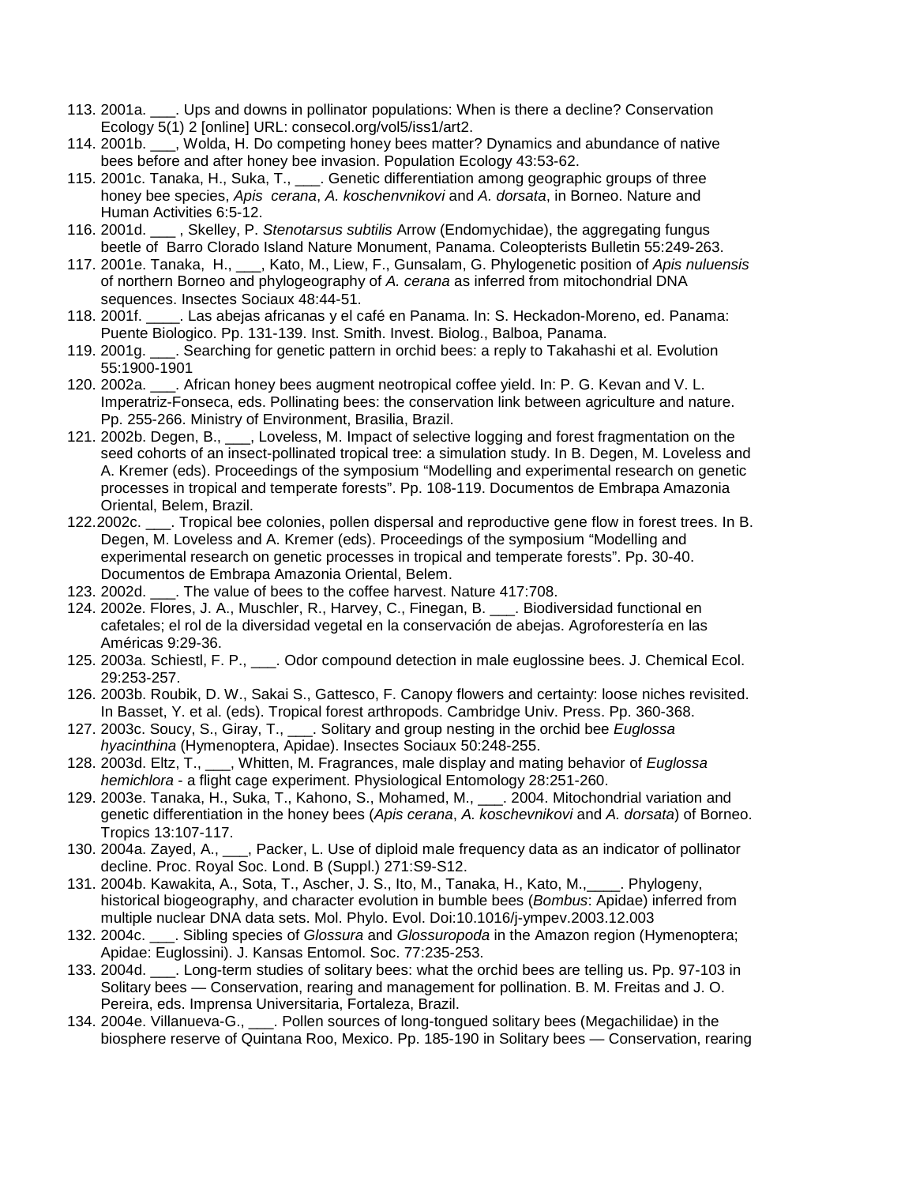113. 2001a. ___. Ups and downs in pollinator populations: When is there a decline? Conservation Ecology 5(1) 2 [online] URL: consecol.org/vol5/iss1/art2.
114. 2001b. ___, Wolda, H. Do competing honey bees matter? Dynamics and abundance of native bees before and after honey bee invasion. Population Ecology 43:53-62.
115. 2001c. Tanaka, H., Suka, T., ___. Genetic differentiation among geographic groups of three honey bee species, *Apis cerana*, *A. koschenvnikovi* and *A. dorsata*, in Borneo. Nature and Human Activities 6:5-12.
116. 2001d. ___ , Skelley, P. *Stenotarsus subtilis* Arrow (Endomychidae), the aggregating fungus beetle of Barro Clorado Island Nature Monument, Panama. Coleopterists Bulletin 55:249-263.
117. 2001e. Tanaka, H., ___, Kato, M., Liew, F., Gunsalam, G. Phylogenetic position of *Apis nuluensis* of northern Borneo and phylogeography of *A. cerana* as inferred from mitochondrial DNA sequences. Insectes Sociaux 48:44-51.
118. 2001f. ____. Las abejas africanas y el café en Panama. In: S. Heckadon-Moreno, ed. Panama: Puente Biologico. Pp. 131-139. Inst. Smith. Invest. Biolog., Balboa, Panama.
119. 2001g. ___. Searching for genetic pattern in orchid bees: a reply to Takahashi et al. Evolution 55:1900-1901
120. 2002a. ___. African honey bees augment neotropical coffee yield. In: P. G. Kevan and V. L. Imperatriz-Fonseca, eds. Pollinating bees: the conservation link between agriculture and nature. Pp. 255-266. Ministry of Environment, Brasilia, Brazil.
121. 2002b. Degen, B., ___, Loveless, M. Impact of selective logging and forest fragmentation on the seed cohorts of an insect-pollinated tropical tree: a simulation study. In B. Degen, M. Loveless and A. Kremer (eds). Proceedings of the symposium "Modelling and experimental research on genetic processes in tropical and temperate forests". Pp. 108-119. Documentos de Embrapa Amazonia Oriental, Belem, Brazil.
122. 2002c. ___. Tropical bee colonies, pollen dispersal and reproductive gene flow in forest trees. In B. Degen, M. Loveless and A. Kremer (eds). Proceedings of the symposium "Modelling and experimental research on genetic processes in tropical and temperate forests". Pp. 30-40. Documentos de Embrapa Amazonia Oriental, Belem.
123. 2002d. ___. The value of bees to the coffee harvest. Nature 417:708.
124. 2002e. Flores, J. A., Muschler, R., Harvey, C., Finegan, B. ___. Biodiversidad functional en cafetales; el rol de la diversidad vegetal en la conservación de abejas. Agroforestería en las Américas 9:29-36.
125. 2003a. Schiestl, F. P., ___. Odor compound detection in male euglossine bees. J. Chemical Ecol. 29:253-257.
126. 2003b. Roubik, D. W., Sakai S., Gattesco, F. Canopy flowers and certainty: loose niches revisited. In Basset, Y. et al. (eds). Tropical forest arthropods. Cambridge Univ. Press. Pp. 360-368.
127. 2003c. Soucy, S., Giray, T., ___. Solitary and group nesting in the orchid bee *Euglossa hyacinthina* (Hymenoptera, Apidae). Insectes Sociaux 50:248-255.
128. 2003d. Eltz, T., ___, Whitten, M. Fragrances, male display and mating behavior of *Euglossa hemichlora* - a flight cage experiment. Physiological Entomology 28:251-260.
129. 2003e. Tanaka, H., Suka, T., Kahono, S., Mohamed, M., ___. 2004. Mitochondrial variation and genetic differentiation in the honey bees (*Apis cerana*, *A. koschevnikovi* and *A. dorsata*) of Borneo. Tropics 13:107-117.
130. 2004a. Zayed, A., ___, Packer, L. Use of diploid male frequency data as an indicator of pollinator decline. Proc. Royal Soc. Lond. B (Suppl.) 271:S9-S12.
131. 2004b. Kawakita, A., Sota, T., Ascher, J. S., Ito, M., Tanaka, H., Kato, M.,____. Phylogeny, historical biogeography, and character evolution in bumble bees (*Bombus*: Apidae) inferred from multiple nuclear DNA data sets. Mol. Phylo. Evol. Doi:10.1016/j-ympev.2003.12.003
132. 2004c. ___. Sibling species of *Glossura* and *Glossuropoda* in the Amazon region (Hymenoptera; Apidae: Euglossini). J. Kansas Entomol. Soc. 77:235-253.
133. 2004d. ___. Long-term studies of solitary bees: what the orchid bees are telling us. Pp. 97-103 in Solitary bees — Conservation, rearing and management for pollination. B. M. Freitas and J. O. Pereira, eds. Imprensa Universitaria, Fortaleza, Brazil.
134. 2004e. Villanueva-G., ___. Pollen sources of long-tongued solitary bees (Megachilidae) in the biosphere reserve of Quintana Roo, Mexico. Pp. 185-190 in Solitary bees — Conservation, rearing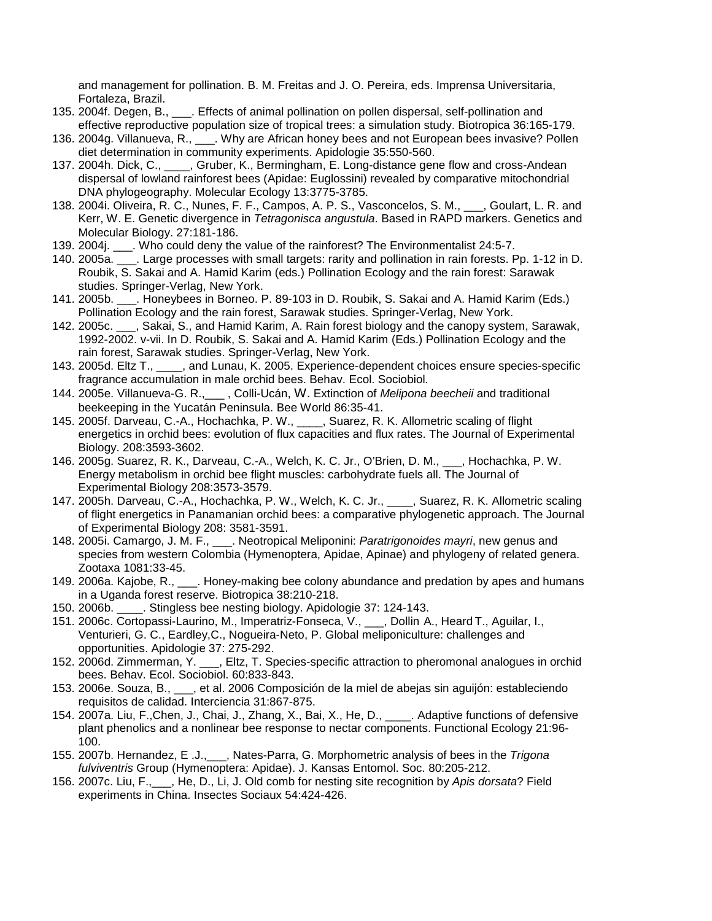and management for pollination. B. M. Freitas and J. O. Pereira, eds. Imprensa Universitaria, Fortaleza, Brazil.

135. 2004f. Degen, B., ___. Effects of animal pollination on pollen dispersal, self-pollination and effective reproductive population size of tropical trees: a simulation study. Biotropica 36:165-179.
136. 2004g. Villanueva, R., ___. Why are African honey bees and not European bees invasive? Pollen diet determination in community experiments. Apidologie 35:550-560.
137. 2004h. Dick, C., ____, Gruber, K., Bermingham, E. Long-distance gene flow and cross-Andean dispersal of lowland rainforest bees (Apidae: Euglossini) revealed by comparative mitochondrial DNA phylogeography. Molecular Ecology 13:3775-3785.
138. 2004i. Oliveira, R. C., Nunes, F. F., Campos, A. P. S., Vasconcelos, S. M., ___, Goulart, L. R. and Kerr, W. E. Genetic divergence in *Tetragonisca angustula*. Based in RAPD markers. Genetics and Molecular Biology. 27:181-186.
139. 2004j. ___. Who could deny the value of the rainforest? The Environmentalist 24:5-7.
140. 2005a. ___. Large processes with small targets: rarity and pollination in rain forests. Pp. 1-12 in D. Roubik, S. Sakai and A. Hamid Karim (eds.) Pollination Ecology and the rain forest: Sarawak studies. Springer-Verlag, New York.
141. 2005b. ___. Honeybees in Borneo. P. 89-103 in D. Roubik, S. Sakai and A. Hamid Karim (Eds.) Pollination Ecology and the rain forest, Sarawak studies. Springer-Verlag, New York.
142. 2005c. ___, Sakai, S., and Hamid Karim, A. Rain forest biology and the canopy system, Sarawak, 1992-2002. v-vii. In D. Roubik, S. Sakai and A. Hamid Karim (Eds.) Pollination Ecology and the rain forest, Sarawak studies. Springer-Verlag, New York.
143. 2005d. Eltz T., ____, and Lunau, K. 2005. Experience-dependent choices ensure species-specific fragrance accumulation in male orchid bees. Behav. Ecol. Sociobiol.
144. 2005e. Villanueva-G. R.,___ , Colli-Ucán, W. Extinction of *Melipona beecheii* and traditional beekeeping in the Yucatán Peninsula. Bee World 86:35-41.
145. 2005f. Darveau, C.-A., Hochachka, P. W., ____, Suarez, R. K. Allometric scaling of flight energetics in orchid bees: evolution of flux capacities and flux rates. The Journal of Experimental Biology. 208:3593-3602.
146. 2005g. Suarez, R. K., Darveau, C.-A., Welch, K. C. Jr., O'Brien, D. M., ___, Hochachka, P. W. Energy metabolism in orchid bee flight muscles: carbohydrate fuels all. The Journal of Experimental Biology 208:3573-3579.
147. 2005h. Darveau, C.-A., Hochachka, P. W., Welch, K. C. Jr., ____, Suarez, R. K. Allometric scaling of flight energetics in Panamanian orchid bees: a comparative phylogenetic approach. The Journal of Experimental Biology 208: 3581-3591.
148. 2005i. Camargo, J. M. F., ___. Neotropical Meliponini: *Paratrigonoides mayri*, new genus and species from western Colombia (Hymenoptera, Apidae, Apinae) and phylogeny of related genera. Zootaxa 1081:33-45.
149. 2006a. Kajobe, R., ___. Honey-making bee colony abundance and predation by apes and humans in a Uganda forest reserve. Biotropica 38:210-218.
150. 2006b. ____. Stingless bee nesting biology. Apidologie 37: 124-143.
151. 2006c. Cortopassi-Laurino, M., Imperatriz-Fonseca, V., ___, Dollin A., Heard T., Aguilar, I., Venturieri, G. C., Eardley,C., Nogueira-Neto, P. Global meliponiculture: challenges and opportunities. Apidologie 37: 275-292.
152. 2006d. Zimmerman, Y. ___, Eltz, T. Species-specific attraction to pheromonal analogues in orchid bees. Behav. Ecol. Sociobiol. 60:833-843.
153. 2006e. Souza, B., ___, et al. 2006 Composición de la miel de abejas sin aguijón: estableciendo requisitos de calidad. Interciencia 31:867-875.
154. 2007a. Liu, F.,Chen, J., Chai, J., Zhang, X., Bai, X., He, D., ____. Adaptive functions of defensive plant phenolics and a nonlinear bee response to nectar components. Functional Ecology 21:96-100.
155. 2007b. Hernandez, E .J.,___, Nates-Parra, G. Morphometric analysis of bees in the *Trigona fulviventris* Group (Hymenoptera: Apidae). J. Kansas Entomol. Soc. 80:205-212.
156. 2007c. Liu, F.,___, He, D., Li, J. Old comb for nesting site recognition by *Apis dorsata*? Field experiments in China. Insectes Sociaux 54:424-426.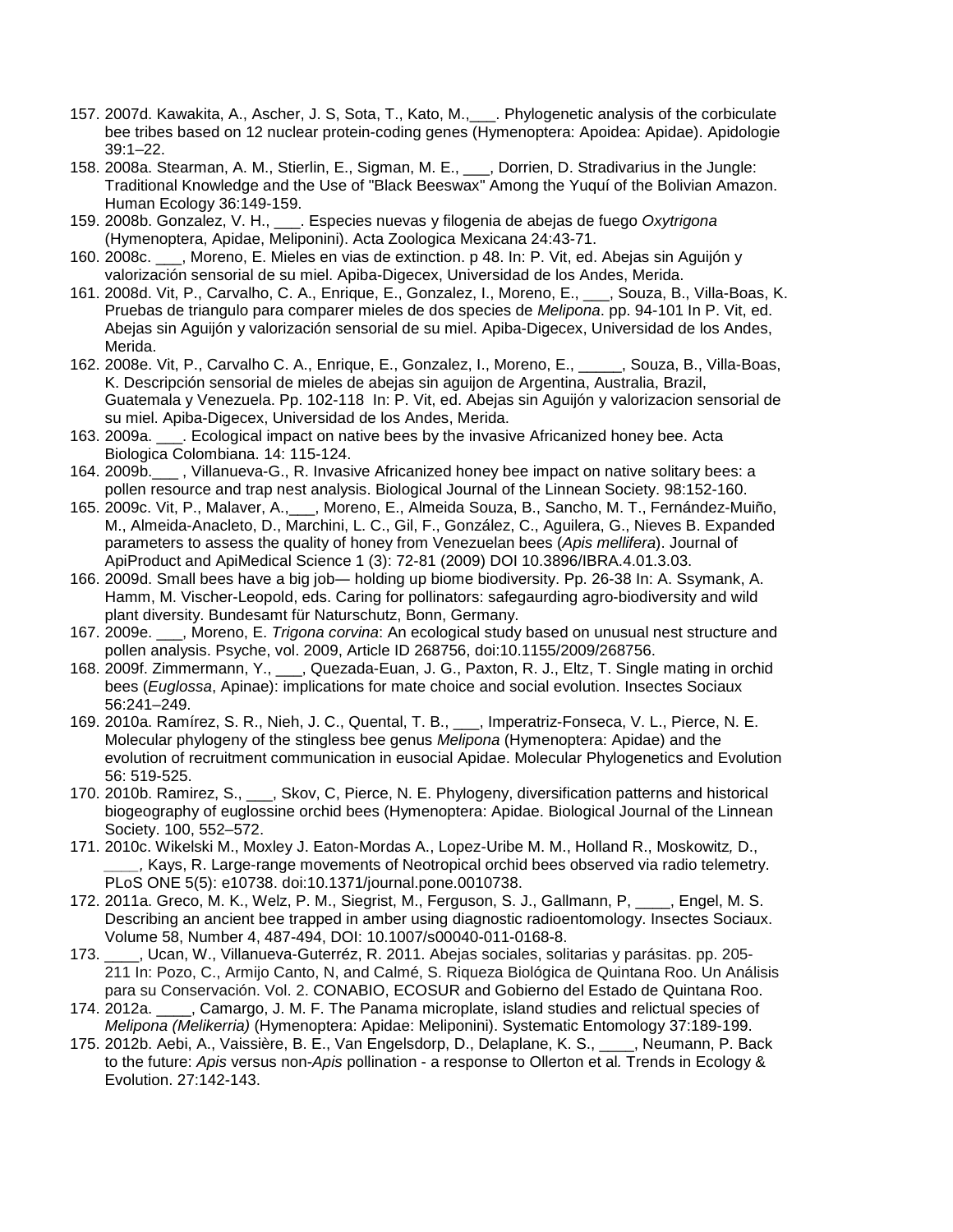157. 2007d. Kawakita, A., Ascher, J. S, Sota, T., Kato, M.,___. Phylogenetic analysis of the corbiculate bee tribes based on 12 nuclear protein-coding genes (Hymenoptera: Apoidea: Apidae). Apidologie 39:1–22.
158. 2008a. Stearman, A. M., Stierlin, E., Sigman, M. E., ___, Dorrien, D. Stradivarius in the Jungle: Traditional Knowledge and the Use of "Black Beeswax" Among the Yuquí of the Bolivian Amazon. Human Ecology 36:149-159.
159. 2008b. Gonzalez, V. H., ___. Especies nuevas y filogenia de abejas de fuego *Oxytrigona* (Hymenoptera, Apidae, Meliponini). Acta Zoologica Mexicana 24:43-71.
160. 2008c. ___, Moreno, E. Mieles en vias de extinction. p 48. In: P. Vit, ed. Abejas sin Aguijón y valorización sensorial de su miel. Apiba-Digecex, Universidad de los Andes, Merida.
161. 2008d. Vit, P., Carvalho, C. A., Enrique, E., Gonzalez, I., Moreno, E., ___, Souza, B., Villa-Boas, K. Pruebas de triangulo para comparer mieles de dos species de *Melipona*. pp. 94-101 In P. Vit, ed. Abejas sin Aguijón y valorización sensorial de su miel. Apiba-Digecex, Universidad de los Andes, Merida.
162. 2008e. Vit, P., Carvalho C. A., Enrique, E., Gonzalez, I., Moreno, E., _____, Souza, B., Villa-Boas, K. Descripción sensorial de mieles de abejas sin aguijon de Argentina, Australia, Brazil, Guatemala y Venezuela. Pp. 102-118 In: P. Vit, ed. Abejas sin Aguijón y valorizacion sensorial de su miel. Apiba-Digecex, Universidad de los Andes, Merida.
163. 2009a. ___. Ecological impact on native bees by the invasive Africanized honey bee. Acta Biologica Colombiana. 14: 115-124.
164. 2009b.___ , Villanueva-G., R. Invasive Africanized honey bee impact on native solitary bees: a pollen resource and trap nest analysis. Biological Journal of the Linnean Society. 98:152-160.
165. 2009c. Vit, P., Malaver, A.,___, Moreno, E., Almeida Souza, B., Sancho, M. T., Fernández-Muiño, M., Almeida-Anacleto, D., Marchini, L. C., Gil, F., González, C., Aguilera, G., Nieves B. Expanded parameters to assess the quality of honey from Venezuelan bees (*Apis mellifera*). Journal of ApiProduct and ApiMedical Science 1 (3): 72-81 (2009) DOI 10.3896/IBRA.4.01.3.03.
166. 2009d. Small bees have a big job— holding up biome biodiversity. Pp. 26-38 In: A. Ssymank, A. Hamm, M. Vischer-Leopold, eds. Caring for pollinators: safegaurding agro-biodiversity and wild plant diversity. Bundesamt für Naturschutz, Bonn, Germany.
167. 2009e. ___, Moreno, E. *Trigona corvina*: An ecological study based on unusual nest structure and pollen analysis. Psyche, vol. 2009, Article ID 268756, doi:10.1155/2009/268756.
168. 2009f. Zimmermann, Y., ___, Quezada-Euan, J. G., Paxton, R. J., Eltz, T. Single mating in orchid bees (*Euglossa*, Apinae): implications for mate choice and social evolution. Insectes Sociaux 56:241–249.
169. 2010a. Ramírez, S. R., Nieh, J. C., Quental, T. B., ___, Imperatriz-Fonseca, V. L., Pierce, N. E. Molecular phylogeny of the stingless bee genus *Melipona* (Hymenoptera: Apidae) and the evolution of recruitment communication in eusocial Apidae. Molecular Phylogenetics and Evolution 56: 519-525.
170. 2010b. Ramirez, S., ___, Skov, C, Pierce, N. E. Phylogeny, diversification patterns and historical biogeography of euglossine orchid bees (Hymenoptera: Apidae. Biological Journal of the Linnean Society. 100, 552–572.
171. 2010c. Wikelski M., Moxley J. Eaton-Mordas A., Lopez-Uribe M. M., Holland R., Moskowitz, D., ____, Kays, R. Large-range movements of Neotropical orchid bees observed via radio telemetry. PLoS ONE 5(5): e10738. doi:10.1371/journal.pone.0010738.
172. 2011a. Greco, M. K., Welz, P. M., Siegrist, M., Ferguson, S. J., Gallmann, P, ____, Engel, M. S. Describing an ancient bee trapped in amber using diagnostic radioentomology. Insectes Sociaux. Volume 58, Number 4, 487-494, DOI: 10.1007/s00040-011-0168-8.
173. ____, Ucan, W., Villanueva-Guterréz, R. 2011. Abejas sociales, solitarias y parásitas. pp. 205-211 In: Pozo, C., Armijo Canto, N, and Calmé, S. Riqueza Biológica de Quintana Roo. Un Análisis para su Conservación. Vol. 2. CONABIO, ECOSUR and Gobierno del Estado de Quintana Roo.
174. 2012a. ____, Camargo, J. M. F. The Panama microplate, island studies and relictual species of *Melipona (Melikerria)* (Hymenoptera: Apidae: Meliponini). Systematic Entomology 37:189-199.
175. 2012b. Aebi, A., Vaissière, B. E., Van Engelsdorp, D., Delaplane, K. S., ____, Neumann, P. Back to the future: *Apis* versus non-*Apis* pollination - a response to Ollerton et al*.* Trends in Ecology & Evolution. 27:142-143.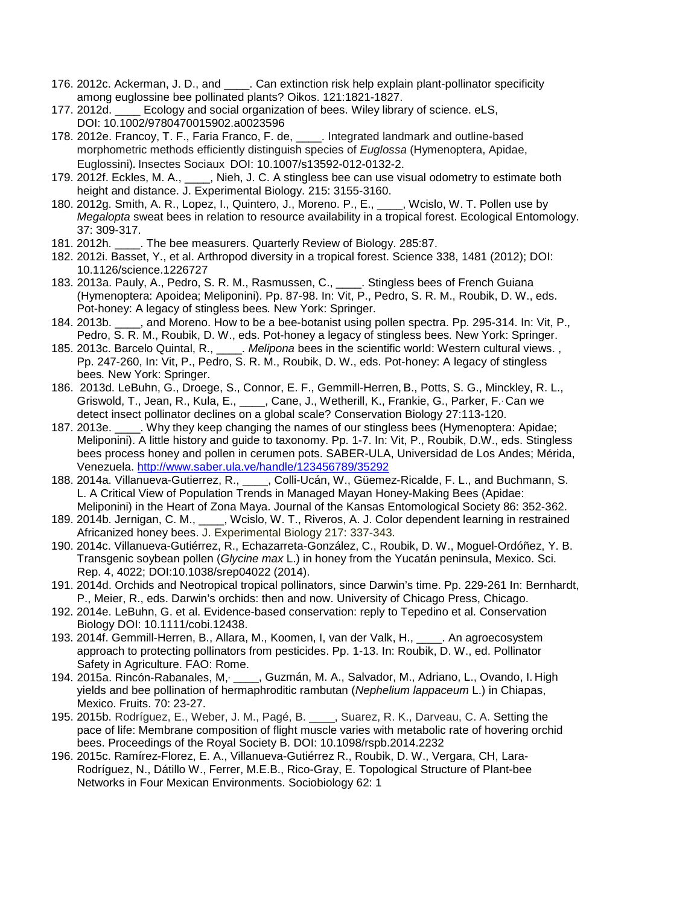176. 2012c. Ackerman, J. D., and ____. Can extinction risk help explain plant-pollinator specificity among euglossine bee pollinated plants? Oikos. 121:1821-1827.
177. 2012d. ____ Ecology and social organization of bees. Wiley library of science. eLS, DOI: 10.1002/9780470015902.a0023596
178. 2012e. Francoy, T. F., Faria Franco, F. de, ____. Integrated landmark and outline-based morphometric methods efficiently distinguish species of *Euglossa* (Hymenoptera, Apidae, Euglossini). Insectes Sociaux DOI: 10.1007/s13592-012-0132-2.
179. 2012f. Eckles, M. A., ____, Nieh, J. C. A stingless bee can use visual odometry to estimate both height and distance. J. Experimental Biology. 215: 3155-3160.
180. 2012g. Smith, A. R., Lopez, I., Quintero, J., Moreno. P., E., ____, Wcislo, W. T. Pollen use by *Megalopta* sweat bees in relation to resource availability in a tropical forest. Ecological Entomology. 37: 309-317.
181. 2012h. ____. The bee measurers. Quarterly Review of Biology. 285:87.
182. 2012i. Basset, Y., et al. Arthropod diversity in a tropical forest. Science 338, 1481 (2012); DOI: 10.1126/science.1226727
183. 2013a. Pauly, A., Pedro, S. R. M., Rasmussen, C., ____. Stingless bees of French Guiana (Hymenoptera: Apoidea; Meliponini). Pp. 87-98. In: Vit, P., Pedro, S. R. M., Roubik, D. W., eds. Pot-honey: A legacy of stingless bees. New York: Springer.
184. 2013b. ____, and Moreno. How to be a bee-botanist using pollen spectra. Pp. 295-314. In: Vit, P., Pedro, S. R. M., Roubik, D. W., eds. Pot-honey a legacy of stingless bees. New York: Springer.
185. 2013c. Barcelo Quintal, R., ____. *Melipona* bees in the scientific world: Western cultural views. , Pp. 247-260, In: Vit, P., Pedro, S. R. M., Roubik, D. W., eds. Pot-honey: A legacy of stingless bees. New York: Springer.
186. 2013d. LeBuhn, G., Droege, S., Connor, E. F., Gemmill-Herren, B., Potts, S. G., Minckley, R. L., Griswold, T., Jean, R., Kula, E., ____, Cane, J., Wetherill, K., Frankie, G., Parker, F. Can we detect insect pollinator declines on a global scale? Conservation Biology 27:113-120.
187. 2013e. ____. Why they keep changing the names of our stingless bees (Hymenoptera: Apidae; Meliponini). A little history and guide to taxonomy. Pp. 1-7. In: Vit, P., Roubik, D.W., eds. Stingless bees process honey and pollen in cerumen pots. SABER-ULA, Universidad de Los Andes; Mérida, Venezuela. http://www.saber.ula.ve/handle/123456789/35292
188. 2014a. Villanueva-Gutierrez, R., ____, Colli-Ucán, W., Güemez-Ricalde, F. L., and Buchmann, S. L. A Critical View of Population Trends in Managed Mayan Honey-Making Bees (Apidae: Meliponini) in the Heart of Zona Maya. Journal of the Kansas Entomological Society 86: 352-362.
189. 2014b. Jernigan, C. M., ____, Wcislo, W. T., Riveros, A. J. Color dependent learning in restrained Africanized honey bees. J. Experimental Biology 217: 337-343.
190. 2014c. Villanueva-Gutiérrez, R., Echazarreta-González, C., Roubik, D. W., Moguel-Ordóñez, Y. B. Transgenic soybean pollen (*Glycine max* L.) in honey from the Yucatán peninsula, Mexico. Sci. Rep. 4, 4022; DOI:10.1038/srep04022 (2014).
191. 2014d. Orchids and Neotropical tropical pollinators, since Darwin's time. Pp. 229-261 In: Bernhardt, P., Meier, R., eds. Darwin's orchids: then and now. University of Chicago Press, Chicago.
192. 2014e. LeBuhn, G. et al. Evidence-based conservation: reply to Tepedino et al. Conservation Biology DOI: 10.1111/cobi.12438.
193. 2014f. Gemmill-Herren, B., Allara, M., Koomen, I, van der Valk, H., ____. An agroecosystem approach to protecting pollinators from pesticides. Pp. 1-13. In: Roubik, D. W., ed. Pollinator Safety in Agriculture. FAO: Rome.
194. 2015a. Rincón-Rabanales, M, ____, Guzmán, M. A., Salvador, M., Adriano, L., Ovando, I. High yields and bee pollination of hermaphroditic rambutan (*Nephelium lappaceum* L.) in Chiapas, Mexico. Fruits. 70: 23-27.
195. 2015b. Rodríguez, E., Weber, J. M., Pagé, B. ____, Suarez, R. K., Darveau, C. A. Setting the pace of life: Membrane composition of flight muscle varies with metabolic rate of hovering orchid bees. Proceedings of the Royal Society B. DOI: 10.1098/rspb.2014.2232
196. 2015c. Ramírez-Florez, E. A., Villanueva-Gutiérrez R., Roubik, D. W., Vergara, CH, Lara-Rodríguez, N., Dátillo W., Ferrer, M.E.B., Rico-Gray, E. Topological Structure of Plant-bee Networks in Four Mexican Environments. Sociobiology 62: 1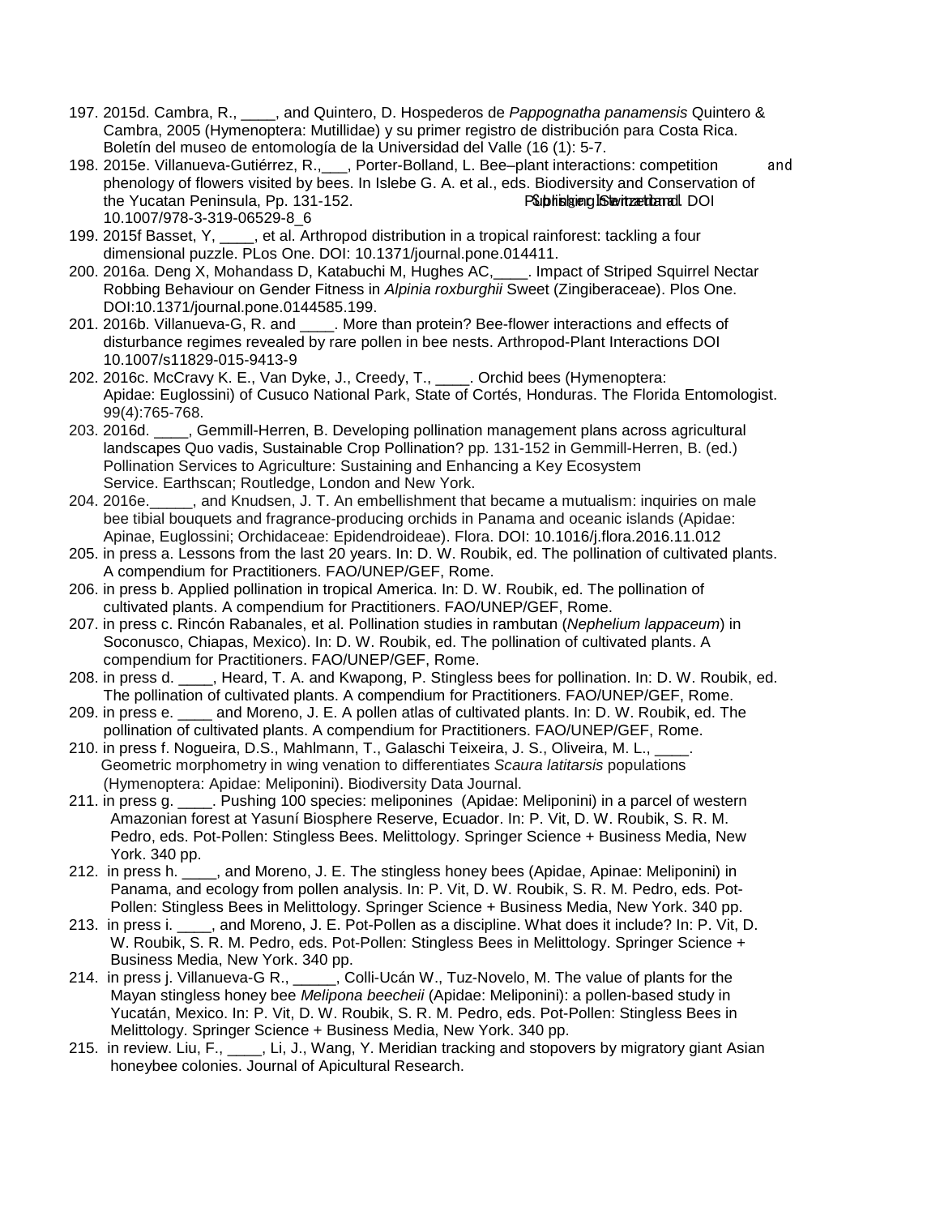197. 2015d. Cambra, R., ____, and Quintero, D. Hospederos de *Pappognatha panamensis* Quintero & Cambra, 2005 (Hymenoptera: Mutillidae) y su primer registro de distribución para Costa Rica. Boletín del museo de entomología de la Universidad del Valle (16 (1): 5-7.
198. 2015e. Villanueva-Gutiérrez, R.,___, Porter-Bolland, L. Bee–plant interactions: competition and phenology of flowers visited by bees. In Islebe G. A. et al., eds. Biodiversity and Conservation of the Yucatan Peninsula, Pp. 131-152. Springer International Publishing Switzerland. DOI 10.1007/978-3-319-06529-8_6
199. 2015f Basset, Y, ____, et al. Arthropod distribution in a tropical rainforest: tackling a four dimensional puzzle. PLos One. DOI: 10.1371/journal.pone.014411.
200. 2016a. Deng X, Mohandass D, Katabuchi M, Hughes AC,____. Impact of Striped Squirrel Nectar Robbing Behaviour on Gender Fitness in *Alpinia roxburghii* Sweet (Zingiberaceae). Plos One. DOI:10.1371/journal.pone.0144585.199.
201. 2016b. Villanueva-G, R. and ____. More than protein? Bee-flower interactions and effects of disturbance regimes revealed by rare pollen in bee nests. Arthropod-Plant Interactions DOI 10.1007/s11829-015-9413-9
202. 2016c. McCravy K. E., Van Dyke, J., Creedy, T., ____. Orchid bees (Hymenoptera: Apidae: Euglossini) of Cusuco National Park, State of Cortés, Honduras. The Florida Entomologist. 99(4):765-768.
203. 2016d. ____, Gemmill-Herren, B. Developing pollination management plans across agricultural landscapes Quo vadis, Sustainable Crop Pollination? pp. 131-152 in Gemmill-Herren, B. (ed.) Pollination Services to Agriculture: Sustaining and Enhancing a Key Ecosystem Service. Earthscan; Routledge, London and New York.
204. 2016e._____, and Knudsen, J. T. An embellishment that became a mutualism: inquiries on male bee tibial bouquets and fragrance-producing orchids in Panama and oceanic islands (Apidae: Apinae, Euglossini; Orchidaceae: Epidendroideae). Flora. DOI: 10.1016/j.flora.2016.11.012
205. in press a. Lessons from the last 20 years. In: D. W. Roubik, ed. The pollination of cultivated plants. A compendium for Practitioners. FAO/UNEP/GEF, Rome.
206. in press b. Applied pollination in tropical America. In: D. W. Roubik, ed. The pollination of cultivated plants. A compendium for Practitioners. FAO/UNEP/GEF, Rome.
207. in press c. Rincón Rabanales, et al. Pollination studies in rambutan (*Nephelium lappaceum*) in Soconusco, Chiapas, Mexico). In: D. W. Roubik, ed. The pollination of cultivated plants. A compendium for Practitioners. FAO/UNEP/GEF, Rome.
208. in press d. ____, Heard, T. A. and Kwapong, P. Stingless bees for pollination. In: D. W. Roubik, ed. The pollination of cultivated plants. A compendium for Practitioners. FAO/UNEP/GEF, Rome.
209. in press e. ____ and Moreno, J. E. A pollen atlas of cultivated plants. In: D. W. Roubik, ed. The pollination of cultivated plants. A compendium for Practitioners. FAO/UNEP/GEF, Rome.
210. in press f. Nogueira, D.S., Mahlmann, T., Galaschi Teixeira, J. S., Oliveira, M. L., ____. Geometric morphometry in wing venation to differentiates *Scaura latitarsis* populations (Hymenoptera: Apidae: Meliponini). Biodiversity Data Journal.
211. in press g. ____. Pushing 100 species: meliponines (Apidae: Meliponini) in a parcel of western Amazonian forest at Yasuní Biosphere Reserve, Ecuador. In: P. Vit, D. W. Roubik, S. R. M. Pedro, eds. Pot-Pollen: Stingless Bees. Melittology. Springer Science + Business Media, New York. 340 pp.
212. in press h. ____, and Moreno, J. E. The stingless honey bees (Apidae, Apinae: Meliponini) in Panama, and ecology from pollen analysis. In: P. Vit, D. W. Roubik, S. R. M. Pedro, eds. Pot-Pollen: Stingless Bees in Melittology. Springer Science + Business Media, New York. 340 pp.
213. in press i. ____, and Moreno, J. E. Pot-Pollen as a discipline. What does it include? In: P. Vit, D. W. Roubik, S. R. M. Pedro, eds. Pot-Pollen: Stingless Bees in Melittology. Springer Science + Business Media, New York. 340 pp.
214. in press j. Villanueva-G R., _____, Colli-Ucán W., Tuz-Novelo, M. The value of plants for the Mayan stingless honey bee *Melipona beecheii* (Apidae: Meliponini): a pollen-based study in Yucatán, Mexico. In: P. Vit, D. W. Roubik, S. R. M. Pedro, eds. Pot-Pollen: Stingless Bees in Melittology. Springer Science + Business Media, New York. 340 pp.
215. in review. Liu, F., ____, Li, J., Wang, Y. Meridian tracking and stopovers by migratory giant Asian honeybee colonies. Journal of Apicultural Research.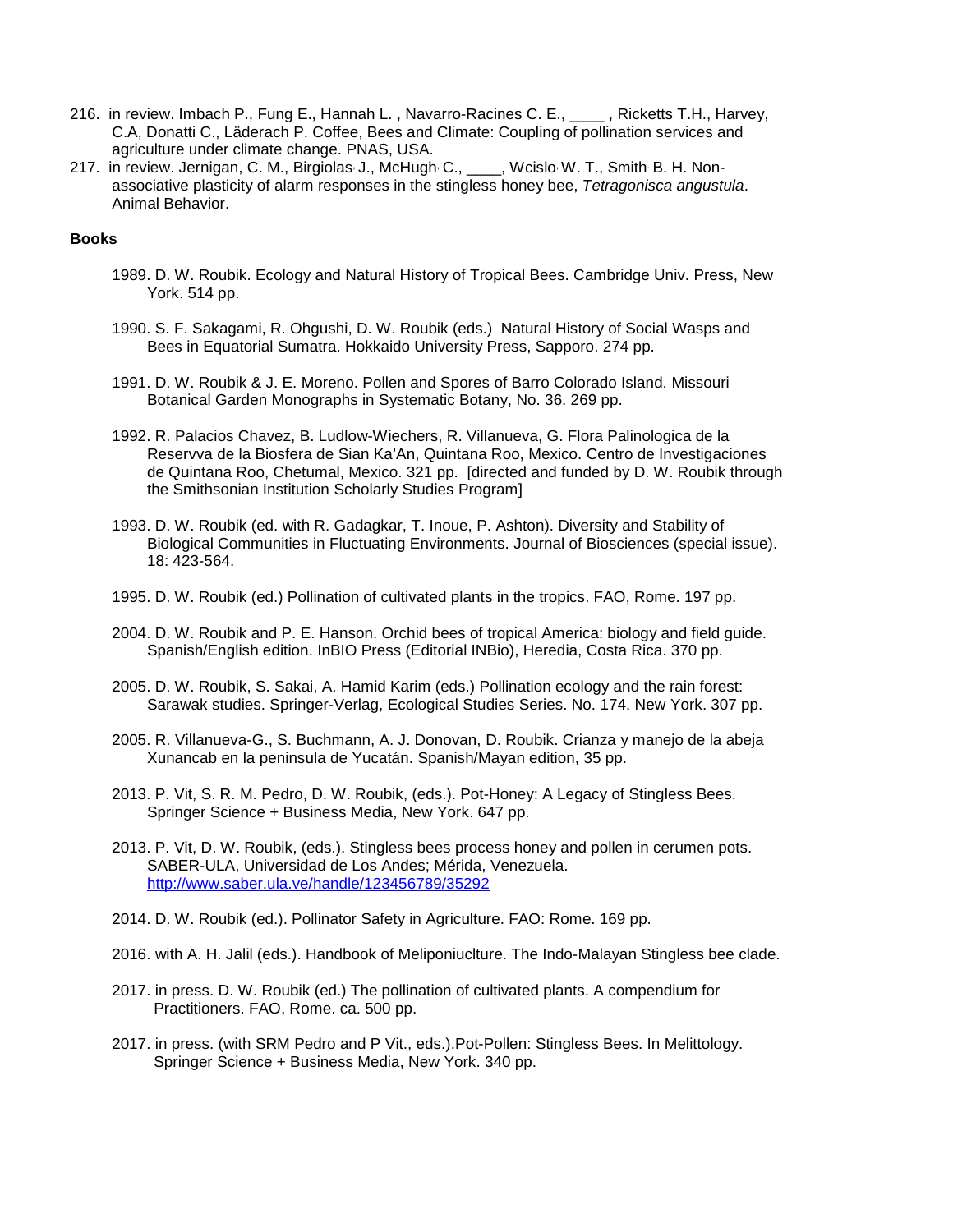216. in review. Imbach P., Fung E., Hannah L. , Navarro-Racines C. E., ____ , Ricketts T.H., Harvey, C.A, Donatti C., Läderach P. Coffee, Bees and Climate: Coupling of pollination services and agriculture under climate change. PNAS, USA.

217. in review. Jernigan, C. M., Birgiolas, J., McHugh, C., ____, Wcislo, W. T., Smith, B. H. Non-associative plasticity of alarm responses in the stingless honey bee, *Tetragonisca angustula*. Animal Behavior.

**Books**

1989. D. W. Roubik. Ecology and Natural History of Tropical Bees. Cambridge Univ. Press, New York. 514 pp.

1990. S. F. Sakagami, R. Ohgushi, D. W. Roubik (eds.) Natural History of Social Wasps and Bees in Equatorial Sumatra. Hokkaido University Press, Sapporo. 274 pp.

1991. D. W. Roubik & J. E. Moreno. Pollen and Spores of Barro Colorado Island. Missouri Botanical Garden Monographs in Systematic Botany, No. 36. 269 pp.

1992. R. Palacios Chavez, B. Ludlow-Wiechers, R. Villanueva, G. Flora Palinologica de la Reservva de la Biosfera de Sian Ka'An, Quintana Roo, Mexico. Centro de Investigaciones de Quintana Roo, Chetumal, Mexico. 321 pp. [directed and funded by D. W. Roubik through the Smithsonian Institution Scholarly Studies Program]

1993. D. W. Roubik (ed. with R. Gadagkar, T. Inoue, P. Ashton). Diversity and Stability of Biological Communities in Fluctuating Environments. Journal of Biosciences (special issue). 18: 423-564.

1995. D. W. Roubik (ed.) Pollination of cultivated plants in the tropics. FAO, Rome. 197 pp.

2004. D. W. Roubik and P. E. Hanson. Orchid bees of tropical America: biology and field guide. Spanish/English edition. InBIO Press (Editorial INBio), Heredia, Costa Rica. 370 pp.

2005. D. W. Roubik, S. Sakai, A. Hamid Karim (eds.) Pollination ecology and the rain forest: Sarawak studies. Springer-Verlag, Ecological Studies Series. No. 174. New York. 307 pp.

2005. R. Villanueva-G., S. Buchmann, A. J. Donovan, D. Roubik. Crianza y manejo de la abeja Xunancab en la peninsula de Yucatán. Spanish/Mayan edition, 35 pp.

2013. P. Vit, S. R. M. Pedro, D. W. Roubik, (eds.). Pot-Honey: A Legacy of Stingless Bees. Springer Science + Business Media, New York. 647 pp.

2013. P. Vit, D. W. Roubik, (eds.). Stingless bees process honey and pollen in cerumen pots. SABER-ULA, Universidad de Los Andes; Mérida, Venezuela. http://www.saber.ula.ve/handle/123456789/35292

2014. D. W. Roubik (ed.). Pollinator Safety in Agriculture. FAO: Rome. 169 pp.

2016. with A. H. Jalil (eds.). Handbook of Meliponiuclture. The Indo-Malayan Stingless bee clade.

2017. in press. D. W. Roubik (ed.) The pollination of cultivated plants. A compendium for Practitioners. FAO, Rome. ca. 500 pp.

2017. in press. (with SRM Pedro and P Vit., eds.).Pot-Pollen: Stingless Bees. In Melittology. Springer Science + Business Media, New York. 340 pp.